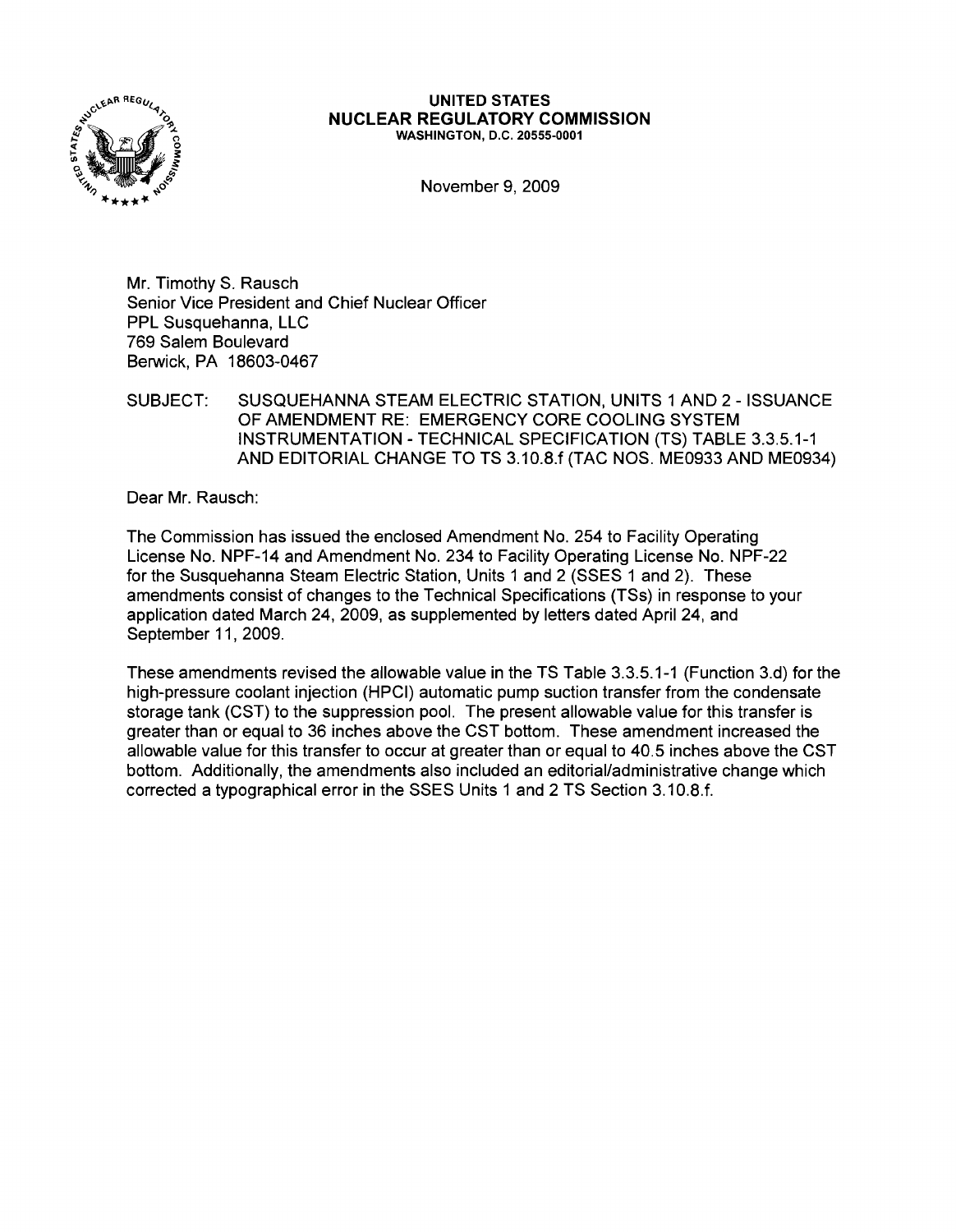**UNITED STATES**
**NUCLEAR REGULATORY COMMISSION**
**WASHINGTON, D.C. 20555-0001**

November 9, 2009

Mr. Timothy S. Rausch
Senior Vice President and Chief Nuclear Officer
PPL Susquehanna, LLC
769 Salem Boulevard
Berwick, PA 18603-0467

SUBJECT: SUSQUEHANNA STEAM ELECTRIC STATION, UNITS 1 AND 2 - ISSUANCE OF AMENDMENT RE: EMERGENCY CORE COOLING SYSTEM INSTRUMENTATION - TECHNICAL SPECIFICATION (TS) TABLE 3.3.5.1-1 AND EDITORIAL CHANGE TO TS 3.10.8.f (TAC NOS. ME0933 AND ME0934)

Dear Mr. Rausch:

The Commission has issued the enclosed Amendment No. 254 to Facility Operating License No. NPF-14 and Amendment No. 234 to Facility Operating License No. NPF-22 for the Susquehanna Steam Electric Station, Units 1 and 2 (SSES 1 and 2). These amendments consist of changes to the Technical Specifications (TSs) in response to your application dated March 24, 2009, as supplemented by letters dated April 24, and September 11, 2009.

These amendments revised the allowable value in the TS Table 3.3.5.1-1 (Function 3.d) for the high-pressure coolant injection (HPCI) automatic pump suction transfer from the condensate storage tank (CST) to the suppression pool. The present allowable value for this transfer is greater than or equal to 36 inches above the CST bottom. These amendment increased the allowable value for this transfer to occur at greater than or equal to 40.5 inches above the CST bottom. Additionally, the amendments also included an editorial/administrative change which corrected a typographical error in the SSES Units 1 and 2 TS Section 3.10.8.f.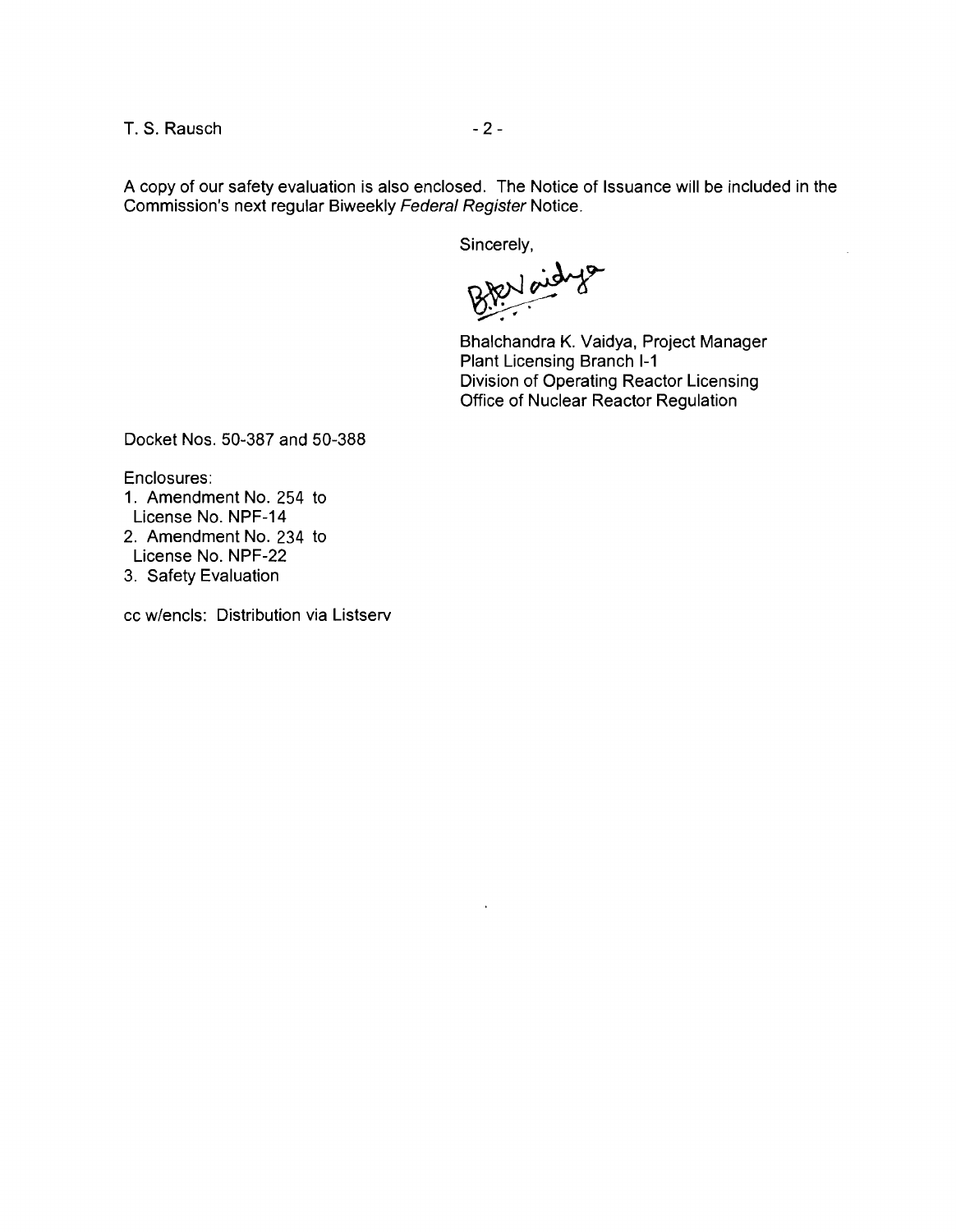A copy of our safety evaluation is also enclosed. The Notice of Issuance will be included in the Commission's next regular Biweekly *Federal Register* Notice.

Sincerely,

Bhalchandra K. Vaidya, Project Manager
Plant Licensing Branch I-1
Division of Operating Reactor Licensing
Office of Nuclear Reactor Regulation

Docket Nos. 50-387 and 50-388

Enclosures:

1. Amendment No. 254 to License No. NPF-14
2. Amendment No. 234 to License No. NPF-22
3. Safety Evaluation

cc w/encls: Distribution via Listserv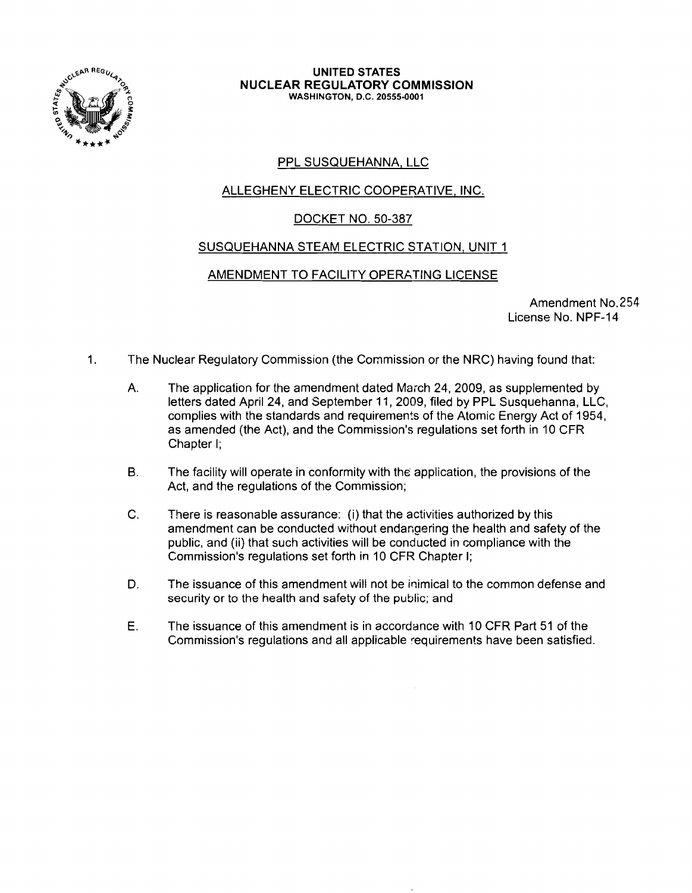**UNITED STATES**
**NUCLEAR REGULATORY COMMISSION**
**WASHINGTON, D.C. 20555-0001**

PPL SUSQUEHANNA, LLC

ALLEGHENY ELECTRIC COOPERATIVE, INC.

DOCKET NO. 50-387

SUSQUEHANNA STEAM ELECTRIC STATION, UNIT 1

AMENDMENT TO FACILITY OPERATING LICENSE

Amendment No. 254
License No. NPF-14

1. The Nuclear Regulatory Commission (the Commission or the NRC) having found that:

   A. The application for the amendment dated March 24, 2009, as supplemented by letters dated April 24, and September 11, 2009, filed by PPL Susquehanna, LLC, complies with the standards and requirements of the Atomic Energy Act of 1954, as amended (the Act), and the Commission's regulations set forth in 10 CFR Chapter I;

   B. The facility will operate in conformity with the application, the provisions of the Act, and the regulations of the Commission;

   C. There is reasonable assurance: (i) that the activities authorized by this amendment can be conducted without endangering the health and safety of the public, and (ii) that such activities will be conducted in compliance with the Commission's regulations set forth in 10 CFR Chapter I;

   D. The issuance of this amendment will not be inimical to the common defense and security or to the health and safety of the public; and

   E. The issuance of this amendment is in accordance with 10 CFR Part 51 of the Commission's regulations and all applicable requirements have been satisfied.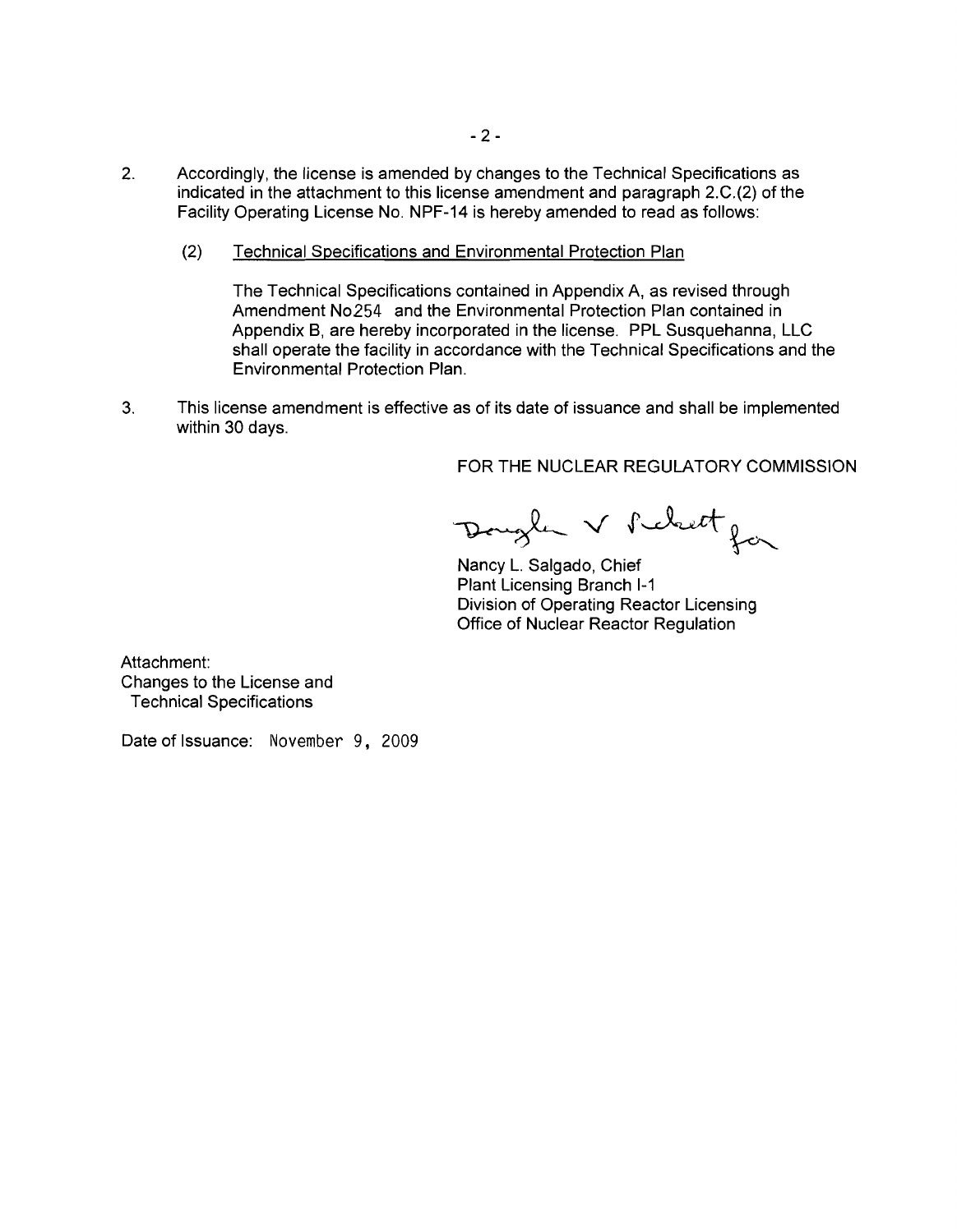2. Accordingly, the license is amended by changes to the Technical Specifications as indicated in the attachment to this license amendment and paragraph 2.C.(2) of the Facility Operating License No. NPF-14 is hereby amended to read as follows:

   (2) Technical Specifications and Environmental Protection Plan

   The Technical Specifications contained in Appendix A, as revised through Amendment No254 and the Environmental Protection Plan contained in Appendix B, are hereby incorporated in the license. PPL Susquehanna, LLC shall operate the facility in accordance with the Technical Specifications and the Environmental Protection Plan.

3. This license amendment is effective as of its date of issuance and shall be implemented within 30 days.

FOR THE NUCLEAR REGULATORY COMMISSION

Douglas V Pickett for

Nancy L. Salgado, Chief
Plant Licensing Branch I-1
Division of Operating Reactor Licensing
Office of Nuclear Reactor Regulation

Attachment:
Changes to the License and
Technical Specifications

Date of Issuance: November 9, 2009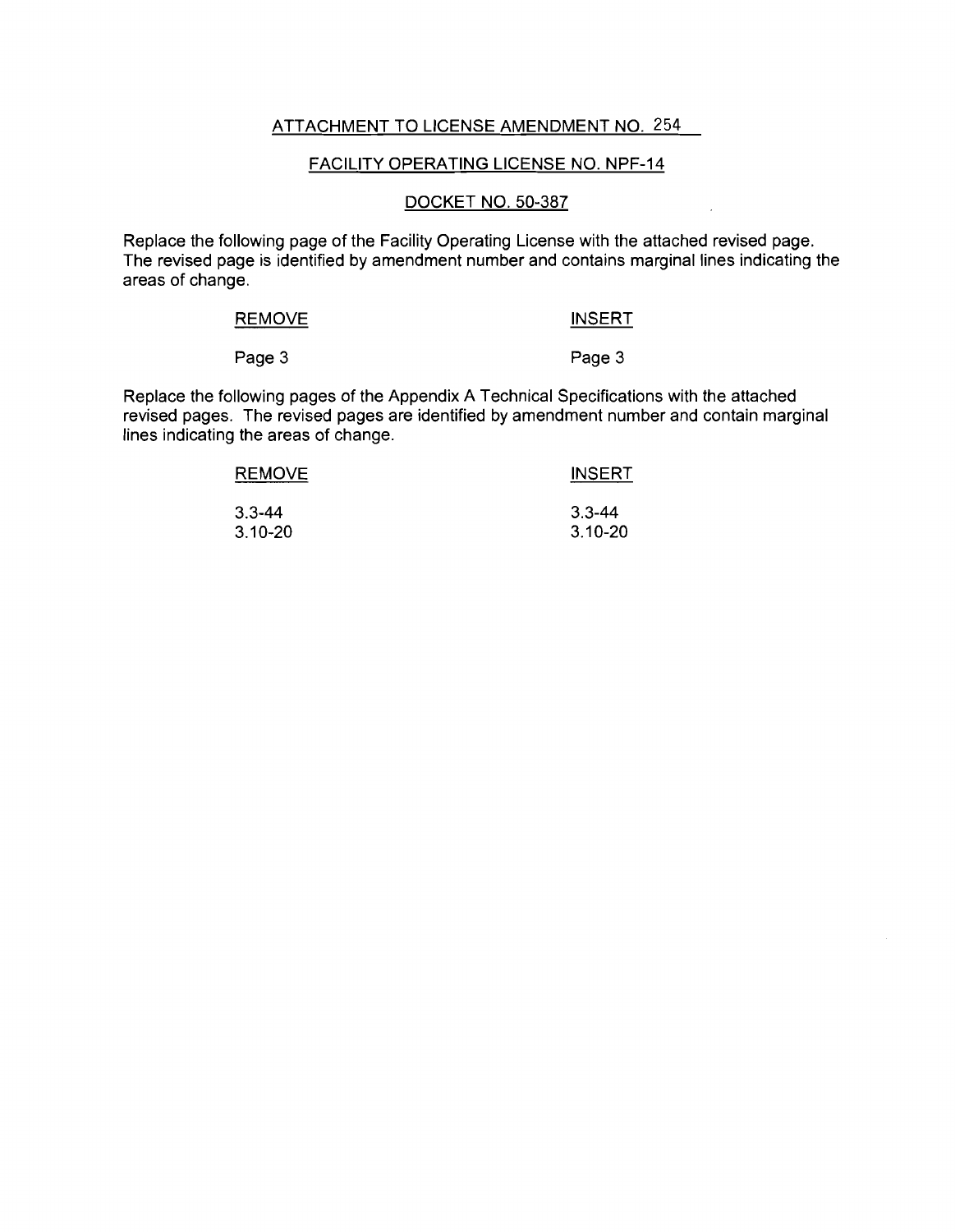ATTACHMENT TO LICENSE AMENDMENT NO. 254

FACILITY OPERATING LICENSE NO. NPF-14

DOCKET NO. 50-387

Replace the following page of the Facility Operating License with the attached revised page. The revised page is identified by amendment number and contains marginal lines indicating the areas of change.

| REMOVE | INSERT |
|---|---|
| Page 3 | Page 3 |

Replace the following pages of the Appendix A Technical Specifications with the attached revised pages. The revised pages are identified by amendment number and contain marginal lines indicating the areas of change.

| REMOVE | INSERT |
|---|---|
| 3.3-44 | 3.3-44 |
| 3.10-20 | 3.10-20 |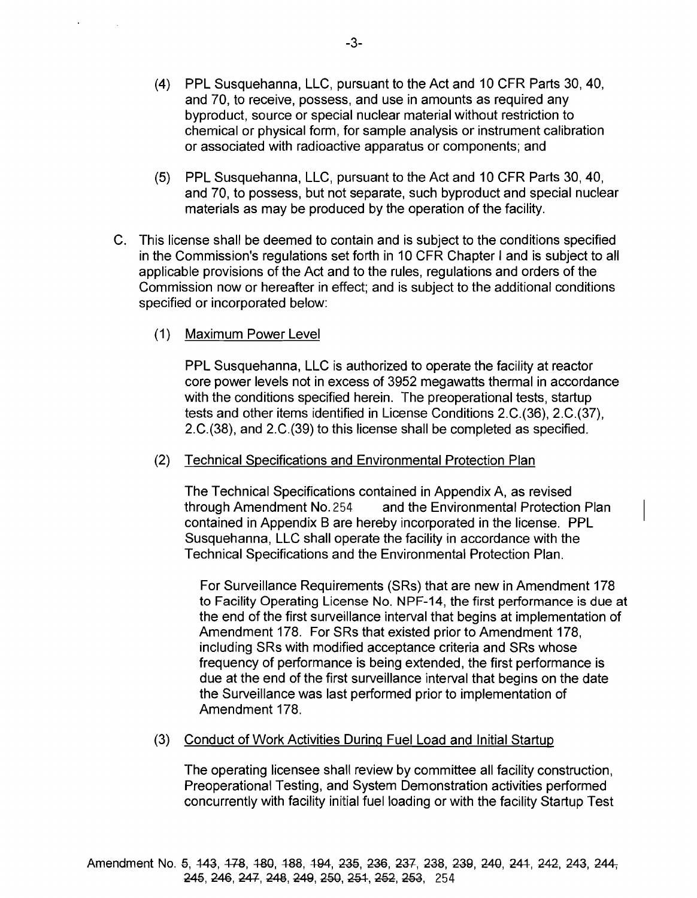(4) PPL Susquehanna, LLC, pursuant to the Act and 10 CFR Parts 30, 40, and 70, to receive, possess, and use in amounts as required any byproduct, source or special nuclear material without restriction to chemical or physical form, for sample analysis or instrument calibration or associated with radioactive apparatus or components; and

(5) PPL Susquehanna, LLC, pursuant to the Act and 10 CFR Parts 30, 40, and 70, to possess, but not separate, such byproduct and special nuclear materials as may be produced by the operation of the facility.

C. This license shall be deemed to contain and is subject to the conditions specified in the Commission's regulations set forth in 10 CFR Chapter I and is subject to all applicable provisions of the Act and to the rules, regulations and orders of the Commission now or hereafter in effect; and is subject to the additional conditions specified or incorporated below:

(1) Maximum Power Level

PPL Susquehanna, LLC is authorized to operate the facility at reactor core power levels not in excess of 3952 megawatts thermal in accordance with the conditions specified herein. The preoperational tests, startup tests and other items identified in License Conditions 2.C.(36), 2.C.(37), 2.C.(38), and 2.C.(39) to this license shall be completed as specified.

(2) Technical Specifications and Environmental Protection Plan

The Technical Specifications contained in Appendix A, as revised through Amendment No. 254 and the Environmental Protection Plan contained in Appendix B are hereby incorporated in the license. PPL Susquehanna, LLC shall operate the facility in accordance with the Technical Specifications and the Environmental Protection Plan.

For Surveillance Requirements (SRs) that are new in Amendment 178 to Facility Operating License No. NPF-14, the first performance is due at the end of the first surveillance interval that begins at implementation of Amendment 178. For SRs that existed prior to Amendment 178, including SRs with modified acceptance criteria and SRs whose frequency of performance is being extended, the first performance is due at the end of the first surveillance interval that begins on the date the Surveillance was last performed prior to implementation of Amendment 178.

(3) Conduct of Work Activities During Fuel Load and Initial Startup

The operating licensee shall review by committee all facility construction, Preoperational Testing, and System Demonstration activities performed concurrently with facility initial fuel loading or with the facility Startup Test

Amendment No. 5, ~~143~~, ~~178~~, ~~180~~, ~~188~~, ~~194~~, ~~235~~, ~~236~~, ~~237~~, ~~238~~, ~~239~~, ~~240~~, ~~241~~, ~~242~~, ~~243~~, ~~244~~, ~~245~~, ~~246~~, ~~247~~, ~~248~~, ~~249~~, ~~250~~, ~~251~~, ~~252~~, ~~253~~, 254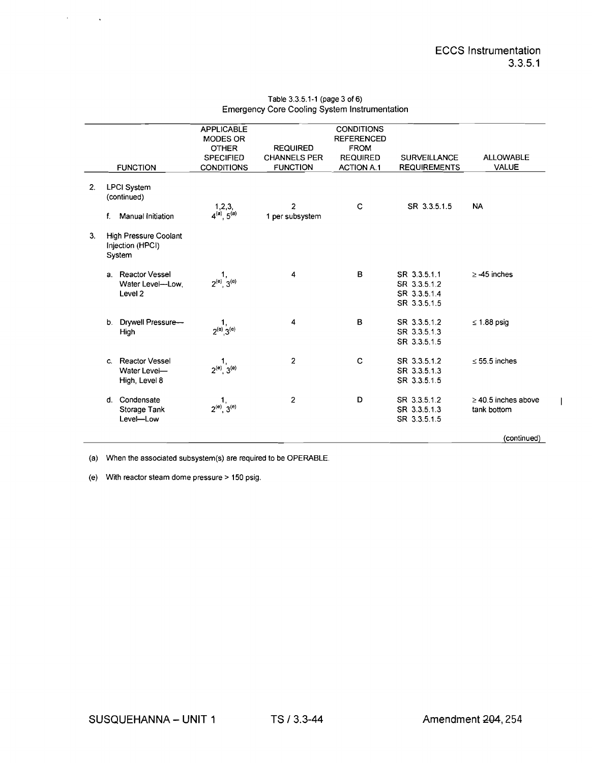# ECCS Instrumentation
# 3.3.5.1

Table 3.3.5.1-1 (page 3 of 6)
Emergency Core Cooling System Instrumentation

| FUNCTION | APPLICABLE MODES OR OTHER SPECIFIED CONDITIONS | REQUIRED CHANNELS PER FUNCTION | CONDITIONS REFERENCED FROM REQUIRED ACTION A.1 | SURVEILLANCE REQUIREMENTS | ALLOWABLE VALUE |
|---|---|---|---|---|---|
| 2. LPCI System (continued) | | | | | |
| f. Manual Initiation | 1,2,3, 4[(a)], 5[(a)] | 2 1 per subsystem | C | SR 3.3.5.1.5 | NA |
| 3. High Pressure Coolant Injection (HPCI) System | | | | | |
| a. Reactor Vessel Water Level—Low, Level 2 | 1, 2[(e)], 3[(e)] | 4 | B | SR 3.3.5.1.1 SR 3.3.5.1.2 SR 3.3.5.1.4 SR 3.3.5.1.5 | ≥ -45 inches |
| b. Drywell Pressure—High | 1, 2[(e)], 3[(e)] | 4 | B | SR 3.3.5.1.2 SR 3.3.5.1.3 SR 3.3.5.1.5 | ≤ 1.88 psig |
| c. Reactor Vessel Water Level—High, Level 8 | 1, 2[(e)], 3[(e)] | 2 | C | SR 3.3.5.1.2 SR 3.3.5.1.3 SR 3.3.5.1.5 | ≤ 55.5 inches |
| d. Condensate Storage Tank Level—Low | 1, 2[(e)], 3[(e)] | 2 | D | SR 3.3.5.1.2 SR 3.3.5.1.3 SR 3.3.5.1.5 | ≥ 40.5 inches above tank bottom |

(continued)

(a) When the associated subsystem(s) are required to be OPERABLE.

(e) With reactor steam dome pressure > 150 psig.

SUSQUEHANNA – UNIT 1 TS / 3.3-44 Amendment ~~204~~, 254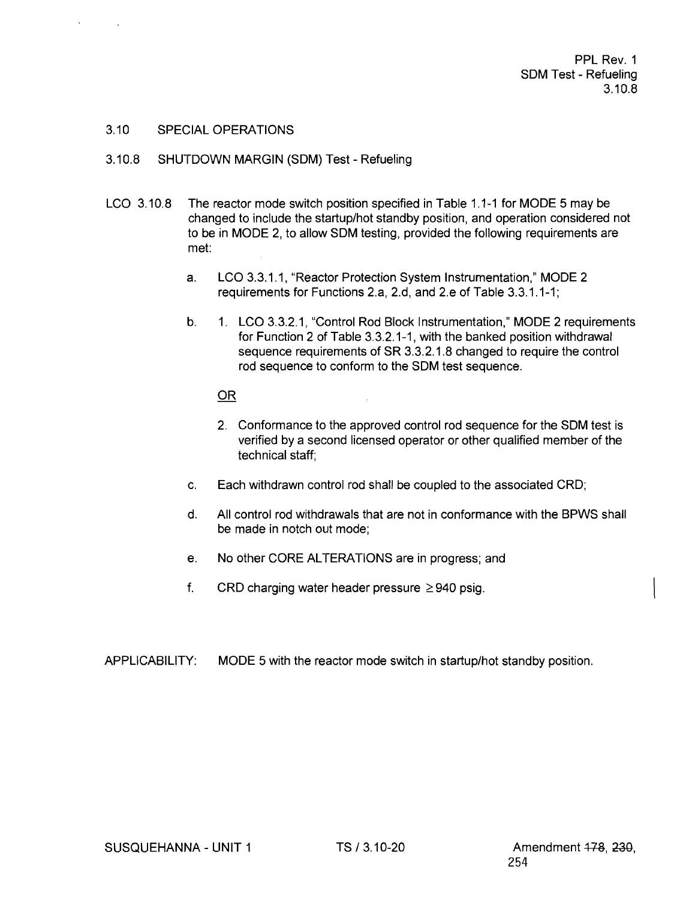## 3.10 SPECIAL OPERATIONS

### 3.10.8 SHUTDOWN MARGIN (SDM) Test - Refueling

LCO 3.10.8 The reactor mode switch position specified in Table 1.1-1 for MODE 5 may be changed to include the startup/hot standby position, and operation considered not to be in MODE 2, to allow SDM testing, provided the following requirements are met:

a. LCO 3.3.1.1, "Reactor Protection System Instrumentation," MODE 2 requirements for Functions 2.a, 2.d, and 2.e of Table 3.3.1.1-1;

b. 1. LCO 3.3.2.1, "Control Rod Block Instrumentation," MODE 2 requirements for Function 2 of Table 3.3.2.1-1, with the banked position withdrawal sequence requirements of SR 3.3.2.1.8 changed to require the control rod sequence to conform to the SDM test sequence.

   OR

   2. Conformance to the approved control rod sequence for the SDM test is verified by a second licensed operator or other qualified member of the technical staff;

c. Each withdrawn control rod shall be coupled to the associated CRD;

d. All control rod withdrawals that are not in conformance with the BPWS shall be made in notch out mode;

e. No other CORE ALTERATIONS are in progress; and

f. CRD charging water header pressure $\geq$ 940 psig.

APPLICABILITY: MODE 5 with the reactor mode switch in startup/hot standby position.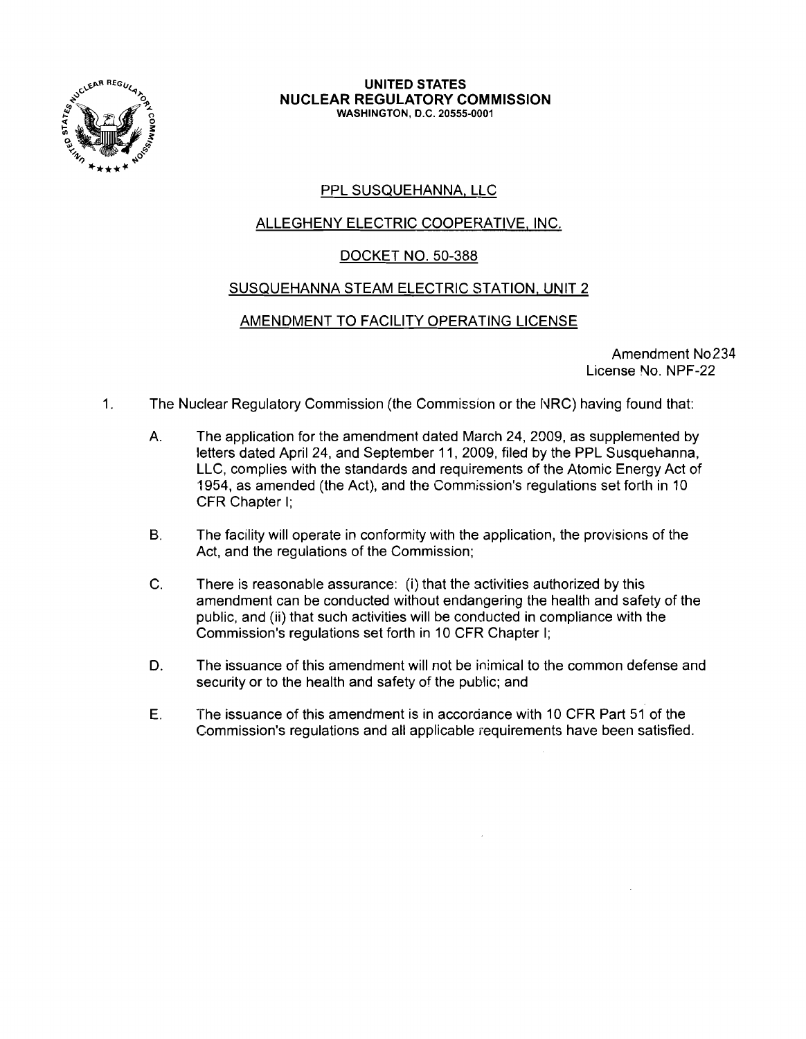**UNITED STATES**
**NUCLEAR REGULATORY COMMISSION**
**WASHINGTON, D.C. 20555-0001**

PPL SUSQUEHANNA, LLC

ALLEGHENY ELECTRIC COOPERATIVE, INC.

DOCKET NO. 50-388

SUSQUEHANNA STEAM ELECTRIC STATION, UNIT 2

AMENDMENT TO FACILITY OPERATING LICENSE

Amendment No 234
License No. NPF-22

1. The Nuclear Regulatory Commission (the Commission or the NRC) having found that:

   A. The application for the amendment dated March 24, 2009, as supplemented by letters dated April 24, and September 11, 2009, filed by the PPL Susquehanna, LLC, complies with the standards and requirements of the Atomic Energy Act of 1954, as amended (the Act), and the Commission's regulations set forth in 10 CFR Chapter I;

   B. The facility will operate in conformity with the application, the provisions of the Act, and the regulations of the Commission;

   C. There is reasonable assurance: (i) that the activities authorized by this amendment can be conducted without endangering the health and safety of the public, and (ii) that such activities will be conducted in compliance with the Commission's regulations set forth in 10 CFR Chapter I;

   D. The issuance of this amendment will not be inimical to the common defense and security or to the health and safety of the public; and

   E. The issuance of this amendment is in accordance with 10 CFR Part 51 of the Commission's regulations and all applicable requirements have been satisfied.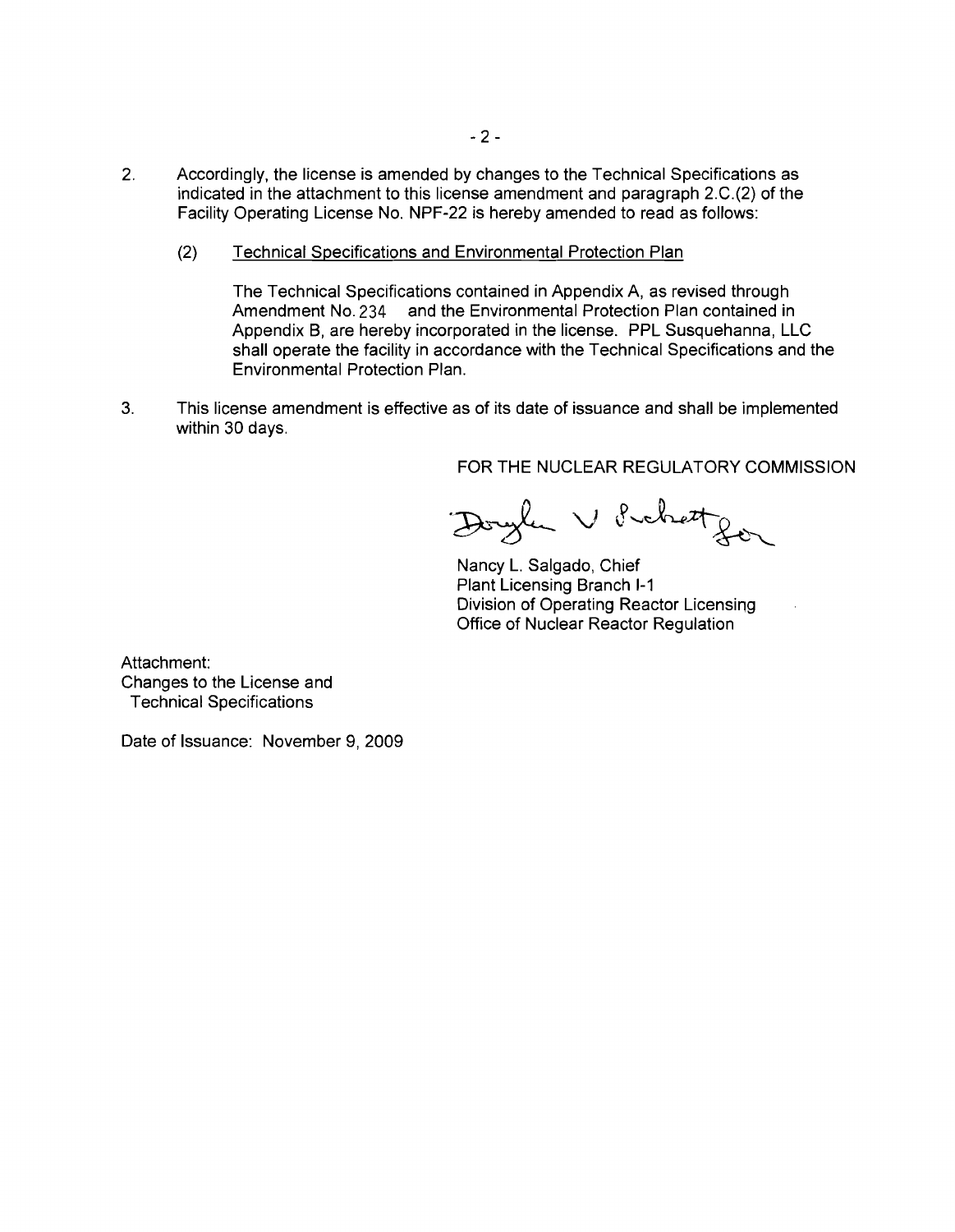2. Accordingly, the license is amended by changes to the Technical Specifications as indicated in the attachment to this license amendment and paragraph 2.C.(2) of the Facility Operating License No. NPF-22 is hereby amended to read as follows:

   (2) <u>Technical Specifications and Environmental Protection Plan</u>

   The Technical Specifications contained in Appendix A, as revised through Amendment No. 234 and the Environmental Protection Plan contained in Appendix B, are hereby incorporated in the license. PPL Susquehanna, LLC shall operate the facility in accordance with the Technical Specifications and the Environmental Protection Plan.

3. This license amendment is effective as of its date of issuance and shall be implemented within 30 days.

FOR THE NUCLEAR REGULATORY COMMISSION

Douglas V Pickett for

Nancy L. Salgado, Chief
Plant Licensing Branch I-1
Division of Operating Reactor Licensing
Office of Nuclear Reactor Regulation

Attachment:
Changes to the License and
Technical Specifications

Date of Issuance: November 9, 2009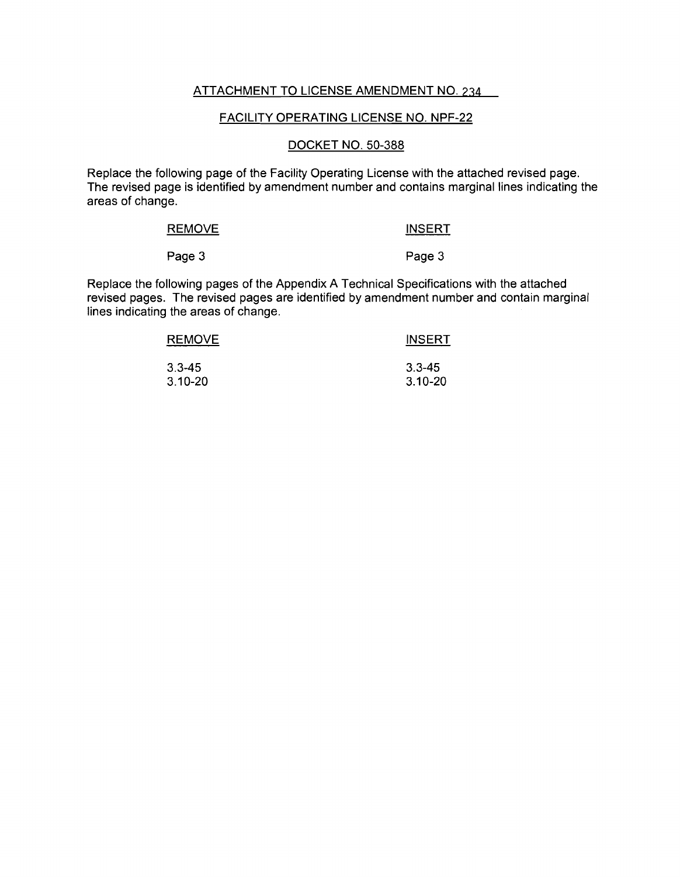ATTACHMENT TO LICENSE AMENDMENT NO. 234

FACILITY OPERATING LICENSE NO. NPF-22

DOCKET NO. 50-388

Replace the following page of the Facility Operating License with the attached revised page. The revised page is identified by amendment number and contains marginal lines indicating the areas of change.

| REMOVE | INSERT |
| --- | --- |
| Page 3 | Page 3 |

Replace the following pages of the Appendix A Technical Specifications with the attached revised pages. The revised pages are identified by amendment number and contain marginal lines indicating the areas of change.

| REMOVE | INSERT |
| --- | --- |
| 3.3-45 | 3.3-45 |
| 3.10-20 | 3.10-20 |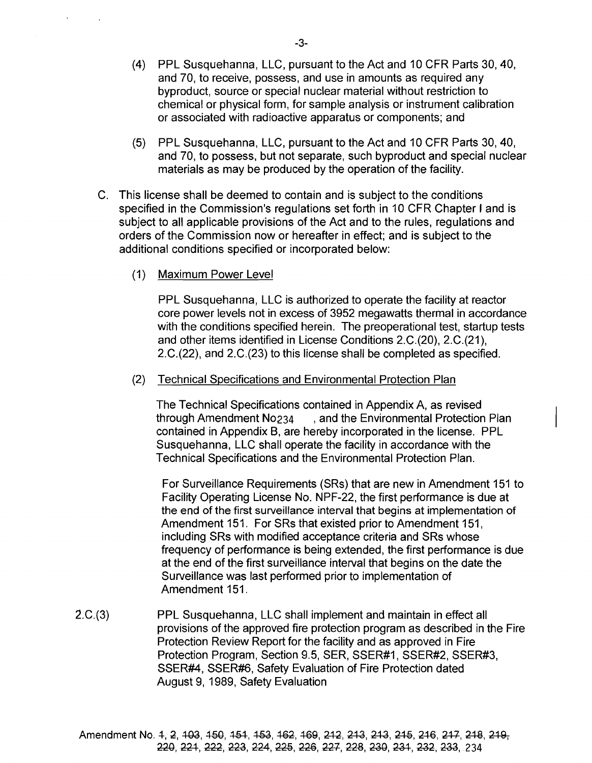(4) PPL Susquehanna, LLC, pursuant to the Act and 10 CFR Parts 30, 40, and 70, to receive, possess, and use in amounts as required any byproduct, source or special nuclear material without restriction to chemical or physical form, for sample analysis or instrument calibration or associated with radioactive apparatus or components; and

(5) PPL Susquehanna, LLC, pursuant to the Act and 10 CFR Parts 30, 40, and 70, to possess, but not separate, such byproduct and special nuclear materials as may be produced by the operation of the facility.

C. This license shall be deemed to contain and is subject to the conditions specified in the Commission's regulations set forth in 10 CFR Chapter I and is subject to all applicable provisions of the Act and to the rules, regulations and orders of the Commission now or hereafter in effect; and is subject to the additional conditions specified or incorporated below:

(1) Maximum Power Level

PPL Susquehanna, LLC is authorized to operate the facility at reactor core power levels not in excess of 3952 megawatts thermal in accordance with the conditions specified herein. The preoperational test, startup tests and other items identified in License Conditions 2.C.(20), 2.C.(21), 2.C.(22), and 2.C.(23) to this license shall be completed as specified.

(2) Technical Specifications and Environmental Protection Plan

The Technical Specifications contained in Appendix A, as revised through Amendment No234 , and the Environmental Protection Plan contained in Appendix B, are hereby incorporated in the license. PPL Susquehanna, LLC shall operate the facility in accordance with the Technical Specifications and the Environmental Protection Plan.

For Surveillance Requirements (SRs) that are new in Amendment 151 to Facility Operating License No. NPF-22, the first performance is due at the end of the first surveillance interval that begins at implementation of Amendment 151. For SRs that existed prior to Amendment 151, including SRs with modified acceptance criteria and SRs whose frequency of performance is being extended, the first performance is due at the end of the first surveillance interval that begins on the date the Surveillance was last performed prior to implementation of Amendment 151.

2.C.(3) PPL Susquehanna, LLC shall implement and maintain in effect all provisions of the approved fire protection program as described in the Fire Protection Review Report for the facility and as approved in Fire Protection Program, Section 9.5, SER, SSER#1, SSER#2, SSER#3, SSER#4, SSER#6, Safety Evaluation of Fire Protection dated August 9, 1989, Safety Evaluation

Amendment No. ~~1~~, 2, ~~103~~, ~~150~~, ~~151~~, ~~153~~, ~~162~~, ~~169~~, ~~212~~, ~~213~~, ~~213~~, ~~215~~, ~~216~~, ~~217~~, ~~218~~, ~~219~~, ~~220~~, ~~221~~, ~~222~~, ~~223~~, ~~224~~, ~~225~~, ~~226~~, ~~227~~, ~~228~~, ~~230~~, ~~231~~, ~~232~~, ~~233~~, 234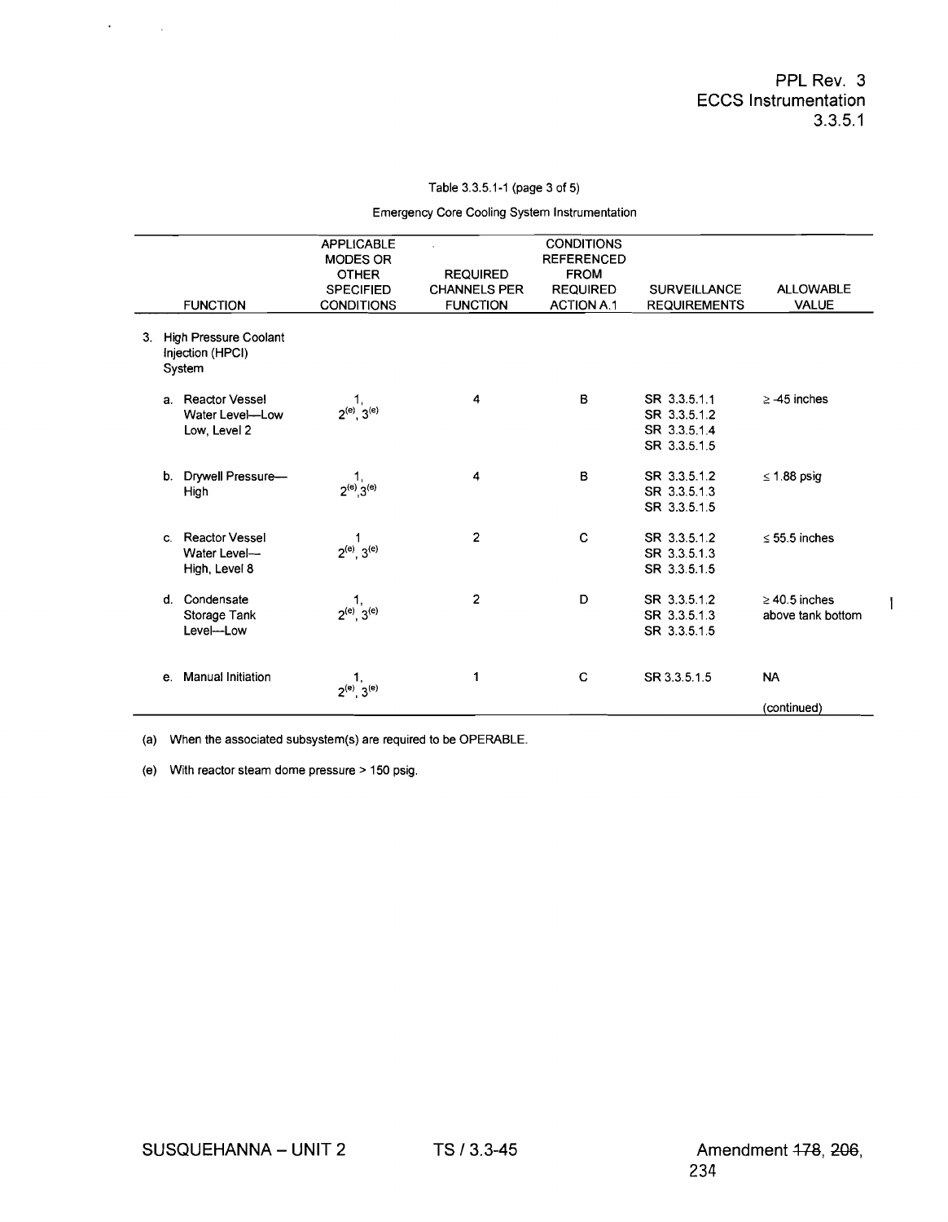Table 3.3.5.1-1 (page 3 of 5)

Emergency Core Cooling System Instrumentation

| FUNCTION | APPLICABLE MODES OR OTHER SPECIFIED CONDITIONS | REQUIRED CHANNELS PER FUNCTION | CONDITIONS REFERENCED FROM REQUIRED ACTION A.1 | SURVEILLANCE REQUIREMENTS | ALLOWABLE VALUE |
|---|---|---|---|---|---|
| 3. High Pressure Coolant Injection (HPCI) System | | | | | |
| a. Reactor Vessel Water Level—Low Low, Level 2 | 1, 2[(e)], 3[(e)] | 4 | B | SR 3.3.5.1.1<br>SR 3.3.5.1.2<br>SR 3.3.5.1.4<br>SR 3.3.5.1.5 | ≥ -45 inches |
| b. Drywell Pressure—High | 1, 2[(e)], 3[(e)] | 4 | B | SR 3.3.5.1.2<br>SR 3.3.5.1.3<br>SR 3.3.5.1.5 | ≤ 1.88 psig |
| c. Reactor Vessel Water Level—High, Level 8 | 1, 2[(e)], 3[(e)] | 2 | C | SR 3.3.5.1.2<br>SR 3.3.5.1.3<br>SR 3.3.5.1.5 | ≤ 55.5 inches |
| d. Condensate Storage Tank Level—Low | 1, 2[(e)], 3[(e)] | 2 | D | SR 3.3.5.1.2<br>SR 3.3.5.1.3<br>SR 3.3.5.1.5 | ≥ 40.5 inches above tank bottom |
| e. Manual Initiation | 1, 2[(e)], 3[(e)] | 1 | C | SR 3.3.5.1.5 | NA |

(continued)

(a) When the associated subsystem(s) are required to be OPERABLE.

(e) With reactor steam dome pressure > 150 psig.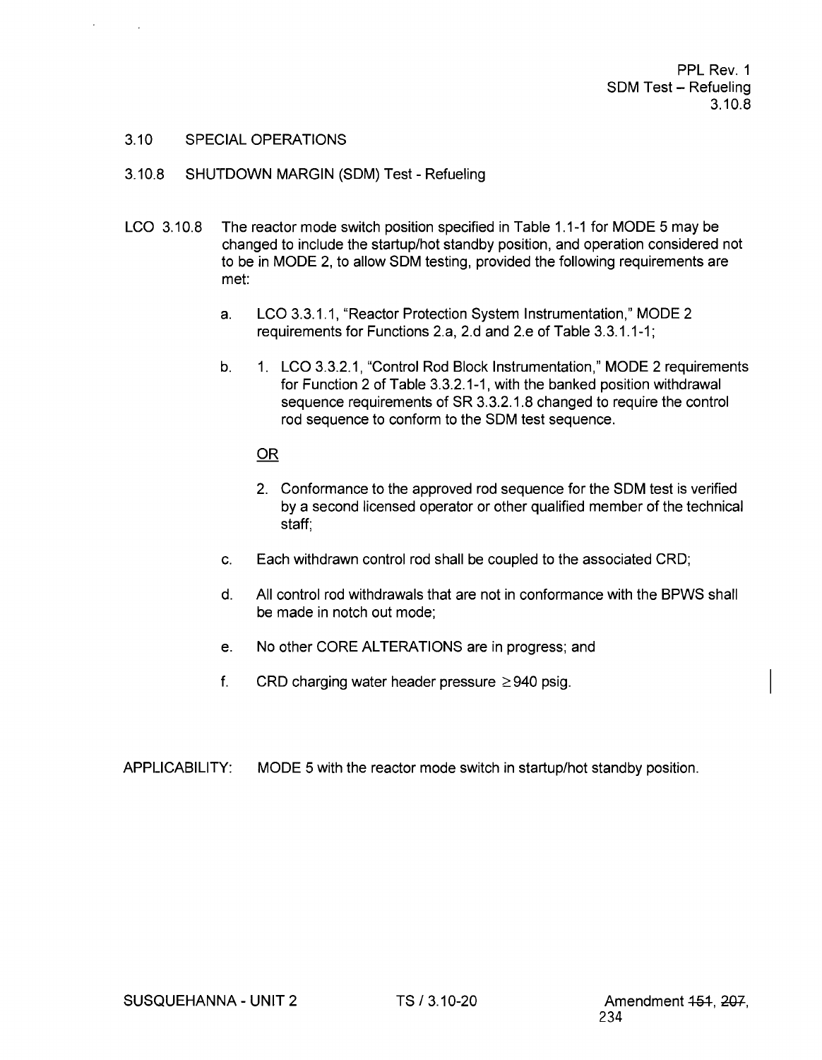## 3.10 SPECIAL OPERATIONS

### 3.10.8 SHUTDOWN MARGIN (SDM) Test - Refueling

LCO 3.10.8 The reactor mode switch position specified in Table 1.1-1 for MODE 5 may be changed to include the startup/hot standby position, and operation considered not to be in MODE 2, to allow SDM testing, provided the following requirements are met:

a. LCO 3.3.1.1, "Reactor Protection System Instrumentation," MODE 2 requirements for Functions 2.a, 2.d and 2.e of Table 3.3.1.1-1;

b. 1. LCO 3.3.2.1, "Control Rod Block Instrumentation," MODE 2 requirements for Function 2 of Table 3.3.2.1-1, with the banked position withdrawal sequence requirements of SR 3.3.2.1.8 changed to require the control rod sequence to conform to the SDM test sequence.

<u>OR</u>

2. Conformance to the approved rod sequence for the SDM test is verified by a second licensed operator or other qualified member of the technical staff;

c. Each withdrawn control rod shall be coupled to the associated CRD;

d. All control rod withdrawals that are not in conformance with the BPWS shall be made in notch out mode;

e. No other CORE ALTERATIONS are in progress; and

f. CRD charging water header pressure $\geq 940$ psig.

APPLICABILITY: MODE 5 with the reactor mode switch in startup/hot standby position.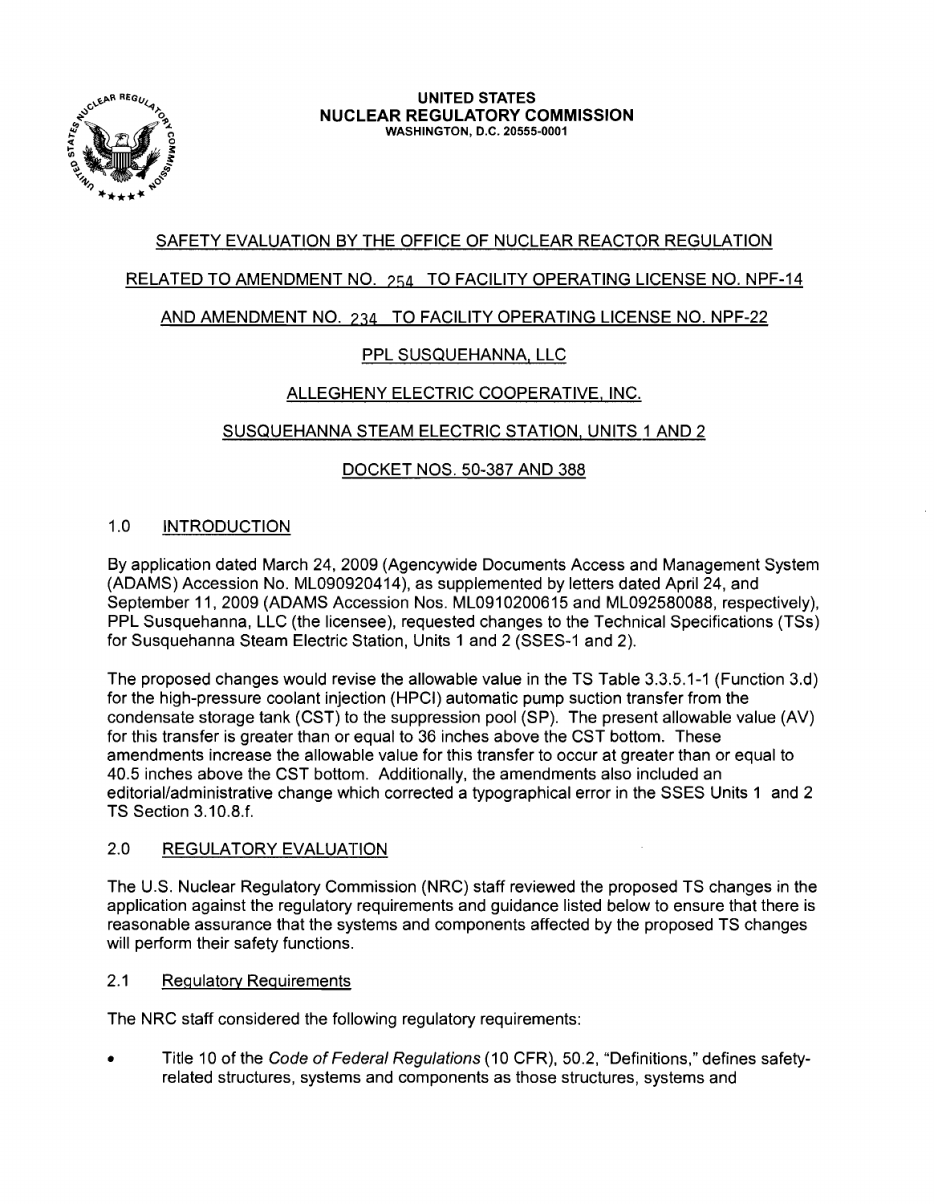**UNITED STATES**
**NUCLEAR REGULATORY COMMISSION**
WASHINGTON, D.C. 20555-0001

SAFETY EVALUATION BY THE OFFICE OF NUCLEAR REACTOR REGULATION

RELATED TO AMENDMENT NO. 254 TO FACILITY OPERATING LICENSE NO. NPF-14

AND AMENDMENT NO. 234 TO FACILITY OPERATING LICENSE NO. NPF-22

PPL SUSQUEHANNA, LLC

ALLEGHENY ELECTRIC COOPERATIVE, INC.

SUSQUEHANNA STEAM ELECTRIC STATION, UNITS 1 AND 2

DOCKET NOS. 50-387 AND 388

## 1.0 INTRODUCTION

By application dated March 24, 2009 (Agencywide Documents Access and Management System (ADAMS) Accession No. ML090920414), as supplemented by letters dated April 24, and September 11, 2009 (ADAMS Accession Nos. ML0910200615 and ML092580088, respectively), PPL Susquehanna, LLC (the licensee), requested changes to the Technical Specifications (TSs) for Susquehanna Steam Electric Station, Units 1 and 2 (SSES-1 and 2).

The proposed changes would revise the allowable value in the TS Table 3.3.5.1-1 (Function 3.d) for the high-pressure coolant injection (HPCI) automatic pump suction transfer from the condensate storage tank (CST) to the suppression pool (SP). The present allowable value (AV) for this transfer is greater than or equal to 36 inches above the CST bottom. These amendments increase the allowable value for this transfer to occur at greater than or equal to 40.5 inches above the CST bottom. Additionally, the amendments also included an editorial/administrative change which corrected a typographical error in the SSES Units 1 and 2 TS Section 3.10.8.f.

## 2.0 REGULATORY EVALUATION

The U.S. Nuclear Regulatory Commission (NRC) staff reviewed the proposed TS changes in the application against the regulatory requirements and guidance listed below to ensure that there is reasonable assurance that the systems and components affected by the proposed TS changes will perform their safety functions.

### 2.1 Regulatory Requirements

The NRC staff considered the following regulatory requirements:

- Title 10 of the *Code of Federal Regulations* (10 CFR), 50.2, "Definitions," defines safety-related structures, systems and components as those structures, systems and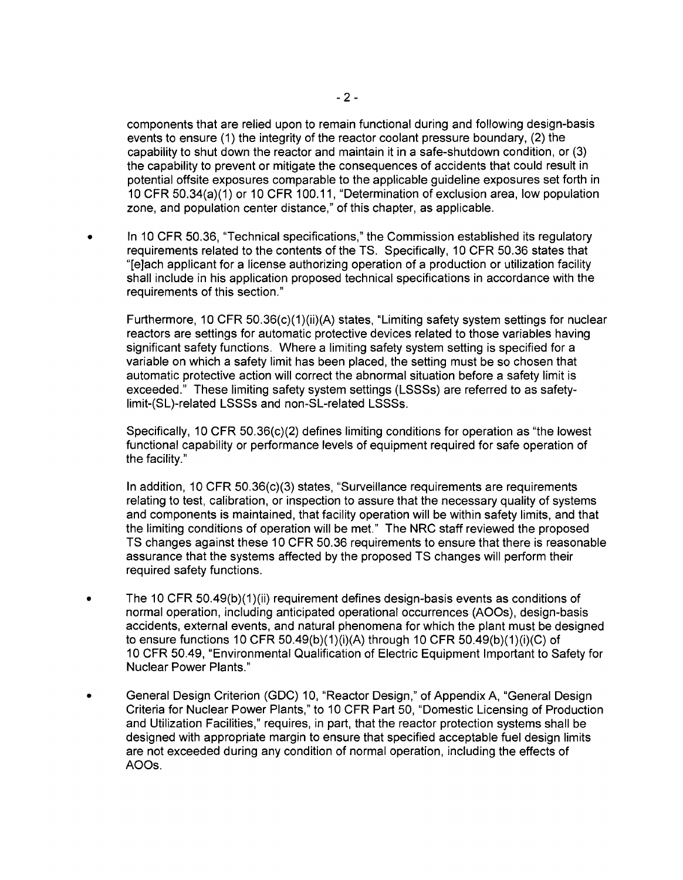components that are relied upon to remain functional during and following design-basis events to ensure (1) the integrity of the reactor coolant pressure boundary, (2) the capability to shut down the reactor and maintain it in a safe-shutdown condition, or (3) the capability to prevent or mitigate the consequences of accidents that could result in potential offsite exposures comparable to the applicable guideline exposures set forth in 10 CFR 50.34(a)(1) or 10 CFR 100.11, "Determination of exclusion area, low population zone, and population center distance," of this chapter, as applicable.

- In 10 CFR 50.36, "Technical specifications," the Commission established its regulatory requirements related to the contents of the TS. Specifically, 10 CFR 50.36 states that "[e]ach applicant for a license authorizing operation of a production or utilization facility shall include in his application proposed technical specifications in accordance with the requirements of this section."

  Furthermore, 10 CFR 50.36(c)(1)(ii)(A) states, "Limiting safety system settings for nuclear reactors are settings for automatic protective devices related to those variables having significant safety functions. Where a limiting safety system setting is specified for a variable on which a safety limit has been placed, the setting must be so chosen that automatic protective action will correct the abnormal situation before a safety limit is exceeded." These limiting safety system settings (LSSSs) are referred to as safety-limit-(SL)-related LSSSs and non-SL-related LSSSs.

  Specifically, 10 CFR 50.36(c)(2) defines limiting conditions for operation as "the lowest functional capability or performance levels of equipment required for safe operation of the facility."

  In addition, 10 CFR 50.36(c)(3) states, "Surveillance requirements are requirements relating to test, calibration, or inspection to assure that the necessary quality of systems and components is maintained, that facility operation will be within safety limits, and that the limiting conditions of operation will be met." The NRC staff reviewed the proposed TS changes against these 10 CFR 50.36 requirements to ensure that there is reasonable assurance that the systems affected by the proposed TS changes will perform their required safety functions.

- The 10 CFR 50.49(b)(1)(ii) requirement defines design-basis events as conditions of normal operation, including anticipated operational occurrences (AOOs), design-basis accidents, external events, and natural phenomena for which the plant must be designed to ensure functions 10 CFR 50.49(b)(1)(i)(A) through 10 CFR 50.49(b)(1)(i)(C) of 10 CFR 50.49, "Environmental Qualification of Electric Equipment Important to Safety for Nuclear Power Plants."

- General Design Criterion (GDC) 10, "Reactor Design," of Appendix A, "General Design Criteria for Nuclear Power Plants," to 10 CFR Part 50, "Domestic Licensing of Production and Utilization Facilities," requires, in part, that the reactor protection systems shall be designed with appropriate margin to ensure that specified acceptable fuel design limits are not exceeded during any condition of normal operation, including the effects of AOOs.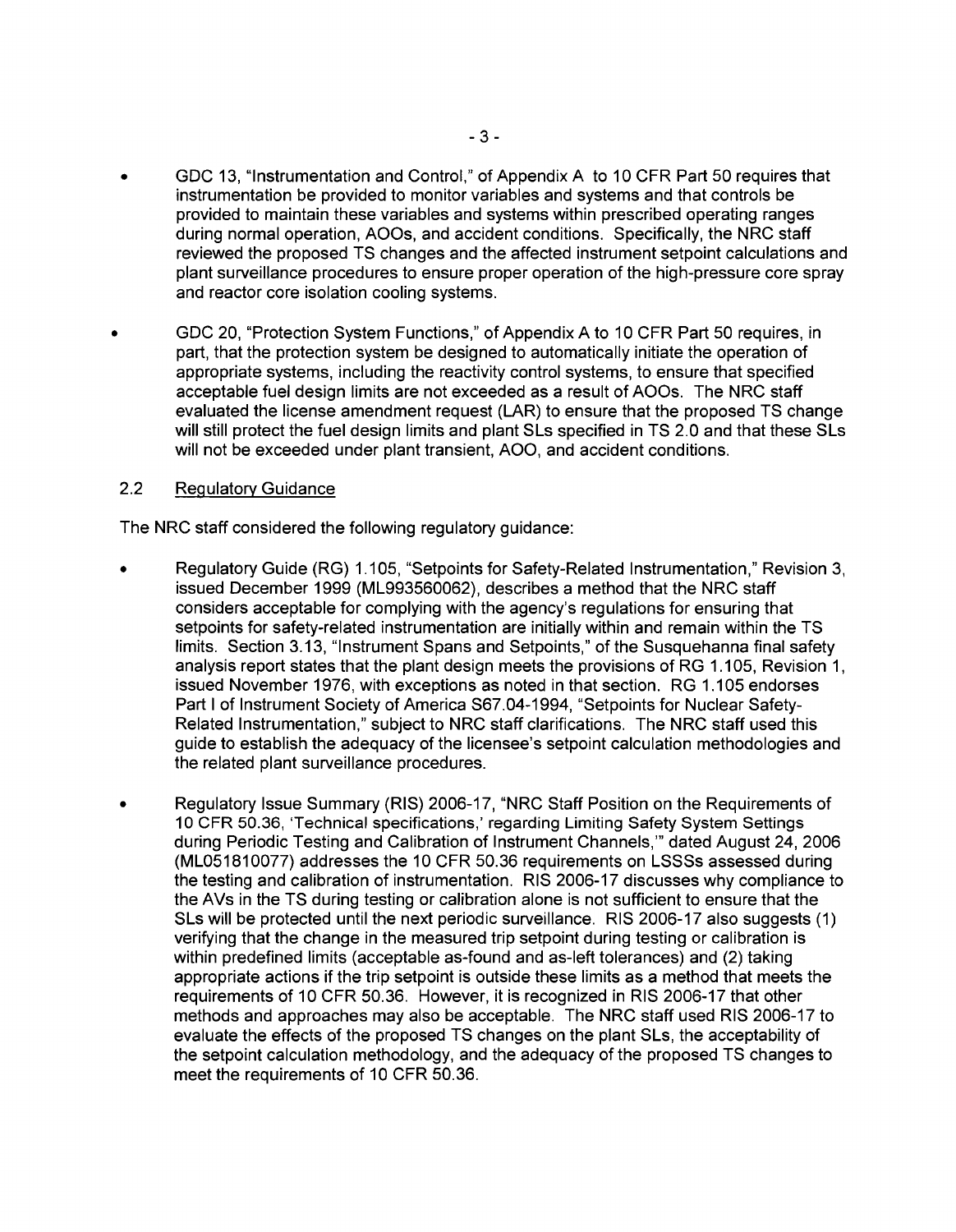- GDC 13, "Instrumentation and Control," of Appendix A to 10 CFR Part 50 requires that instrumentation be provided to monitor variables and systems and that controls be provided to maintain these variables and systems within prescribed operating ranges during normal operation, AOOs, and accident conditions. Specifically, the NRC staff reviewed the proposed TS changes and the affected instrument setpoint calculations and plant surveillance procedures to ensure proper operation of the high-pressure core spray and reactor core isolation cooling systems.

- GDC 20, "Protection System Functions," of Appendix A to 10 CFR Part 50 requires, in part, that the protection system be designed to automatically initiate the operation of appropriate systems, including the reactivity control systems, to ensure that specified acceptable fuel design limits are not exceeded as a result of AOOs. The NRC staff evaluated the license amendment request (LAR) to ensure that the proposed TS change will still protect the fuel design limits and plant SLs specified in TS 2.0 and that these SLs will not be exceeded under plant transient, AOO, and accident conditions.

## 2.2 Regulatory Guidance

The NRC staff considered the following regulatory guidance:

- Regulatory Guide (RG) 1.105, "Setpoints for Safety-Related Instrumentation," Revision 3, issued December 1999 (ML993560062), describes a method that the NRC staff considers acceptable for complying with the agency's regulations for ensuring that setpoints for safety-related instrumentation are initially within and remain within the TS limits. Section 3.13, "Instrument Spans and Setpoints," of the Susquehanna final safety analysis report states that the plant design meets the provisions of RG 1.105, Revision 1, issued November 1976, with exceptions as noted in that section. RG 1.105 endorses Part I of Instrument Society of America S67.04-1994, "Setpoints for Nuclear Safety-Related Instrumentation," subject to NRC staff clarifications. The NRC staff used this guide to establish the adequacy of the licensee's setpoint calculation methodologies and the related plant surveillance procedures.

- Regulatory Issue Summary (RIS) 2006-17, "NRC Staff Position on the Requirements of 10 CFR 50.36, 'Technical specifications,' regarding Limiting Safety System Settings during Periodic Testing and Calibration of Instrument Channels,'" dated August 24, 2006 (ML051810077) addresses the 10 CFR 50.36 requirements on LSSSs assessed during the testing and calibration of instrumentation. RIS 2006-17 discusses why compliance to the AVs in the TS during testing or calibration alone is not sufficient to ensure that the SLs will be protected until the next periodic surveillance. RIS 2006-17 also suggests (1) verifying that the change in the measured trip setpoint during testing or calibration is within predefined limits (acceptable as-found and as-left tolerances) and (2) taking appropriate actions if the trip setpoint is outside these limits as a method that meets the requirements of 10 CFR 50.36. However, it is recognized in RIS 2006-17 that other methods and approaches may also be acceptable. The NRC staff used RIS 2006-17 to evaluate the effects of the proposed TS changes on the plant SLs, the acceptability of the setpoint calculation methodology, and the adequacy of the proposed TS changes to meet the requirements of 10 CFR 50.36.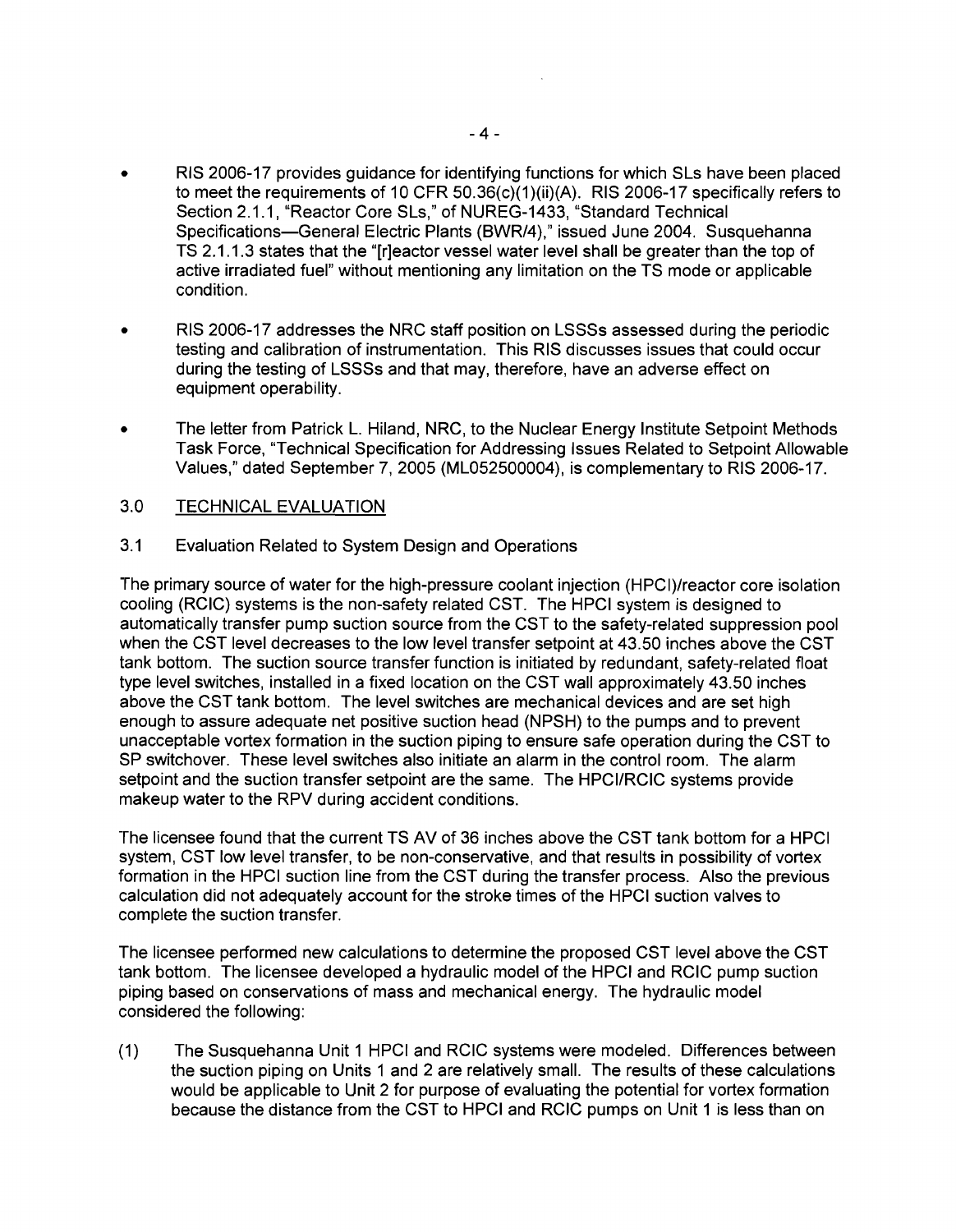- RIS 2006-17 provides guidance for identifying functions for which SLs have been placed to meet the requirements of 10 CFR 50.36(c)(1)(ii)(A). RIS 2006-17 specifically refers to Section 2.1.1, "Reactor Core SLs," of NUREG-1433, "Standard Technical Specifications—General Electric Plants (BWR/4)," issued June 2004. Susquehanna TS 2.1.1.3 states that the "[r]eactor vessel water level shall be greater than the top of active irradiated fuel" without mentioning any limitation on the TS mode or applicable condition.

- RIS 2006-17 addresses the NRC staff position on LSSSs assessed during the periodic testing and calibration of instrumentation. This RIS discusses issues that could occur during the testing of LSSSs and that may, therefore, have an adverse effect on equipment operability.

- The letter from Patrick L. Hiland, NRC, to the Nuclear Energy Institute Setpoint Methods Task Force, "Technical Specification for Addressing Issues Related to Setpoint Allowable Values," dated September 7, 2005 (ML052500004), is complementary to RIS 2006-17.

## 3.0 TECHNICAL EVALUATION

### 3.1 Evaluation Related to System Design and Operations

The primary source of water for the high-pressure coolant injection (HPCI)/reactor core isolation cooling (RCIC) systems is the non-safety related CST. The HPCI system is designed to automatically transfer pump suction source from the CST to the safety-related suppression pool when the CST level decreases to the low level transfer setpoint at 43.50 inches above the CST tank bottom. The suction source transfer function is initiated by redundant, safety-related float type level switches, installed in a fixed location on the CST wall approximately 43.50 inches above the CST tank bottom. The level switches are mechanical devices and are set high enough to assure adequate net positive suction head (NPSH) to the pumps and to prevent unacceptable vortex formation in the suction piping to ensure safe operation during the CST to SP switchover. These level switches also initiate an alarm in the control room. The alarm setpoint and the suction transfer setpoint are the same. The HPCI/RCIC systems provide makeup water to the RPV during accident conditions.

The licensee found that the current TS AV of 36 inches above the CST tank bottom for a HPCI system, CST low level transfer, to be non-conservative, and that results in possibility of vortex formation in the HPCI suction line from the CST during the transfer process. Also the previous calculation did not adequately account for the stroke times of the HPCI suction valves to complete the suction transfer.

The licensee performed new calculations to determine the proposed CST level above the CST tank bottom. The licensee developed a hydraulic model of the HPCI and RCIC pump suction piping based on conservations of mass and mechanical energy. The hydraulic model considered the following:

(1) The Susquehanna Unit 1 HPCI and RCIC systems were modeled. Differences between the suction piping on Units 1 and 2 are relatively small. The results of these calculations would be applicable to Unit 2 for purpose of evaluating the potential for vortex formation because the distance from the CST to HPCI and RCIC pumps on Unit 1 is less than on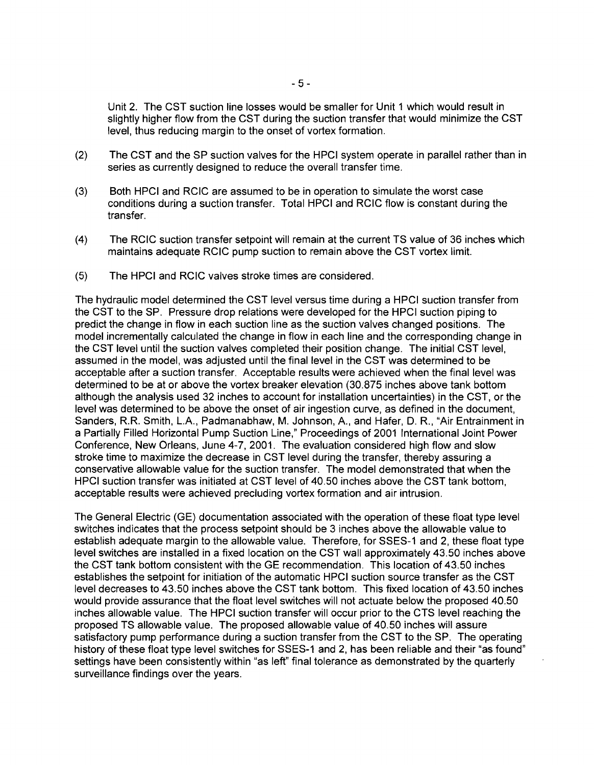Unit 2. The CST suction line losses would be smaller for Unit 1 which would result in slightly higher flow from the CST during the suction transfer that would minimize the CST level, thus reducing margin to the onset of vortex formation.

(2) The CST and the SP suction valves for the HPCI system operate in parallel rather than in series as currently designed to reduce the overall transfer time.

(3) Both HPCI and RCIC are assumed to be in operation to simulate the worst case conditions during a suction transfer. Total HPCI and RCIC flow is constant during the transfer.

(4) The RCIC suction transfer setpoint will remain at the current TS value of 36 inches which maintains adequate RCIC pump suction to remain above the CST vortex limit.

(5) The HPCI and RCIC valves stroke times are considered.

The hydraulic model determined the CST level versus time during a HPCI suction transfer from the CST to the SP. Pressure drop relations were developed for the HPCI suction piping to predict the change in flow in each suction line as the suction valves changed positions. The model incrementally calculated the change in flow in each line and the corresponding change in the CST level until the suction valves completed their position change. The initial CST level, assumed in the model, was adjusted until the final level in the CST was determined to be acceptable after a suction transfer. Acceptable results were achieved when the final level was determined to be at or above the vortex breaker elevation (30.875 inches above tank bottom although the analysis used 32 inches to account for installation uncertainties) in the CST, or the level was determined to be above the onset of air ingestion curve, as defined in the document, Sanders, R.R. Smith, L.A., Padmanabhaw, M. Johnson, A., and Hafer, D. R., "Air Entrainment in a Partially Filled Horizontal Pump Suction Line," Proceedings of 2001 International Joint Power Conference, New Orleans, June 4-7, 2001. The evaluation considered high flow and slow stroke time to maximize the decrease in CST level during the transfer, thereby assuring a conservative allowable value for the suction transfer. The model demonstrated that when the HPCI suction transfer was initiated at CST level of 40.50 inches above the CST tank bottom, acceptable results were achieved precluding vortex formation and air intrusion.

The General Electric (GE) documentation associated with the operation of these float type level switches indicates that the process setpoint should be 3 inches above the allowable value to establish adequate margin to the allowable value. Therefore, for SSES-1 and 2, these float type level switches are installed in a fixed location on the CST wall approximately 43.50 inches above the CST tank bottom consistent with the GE recommendation. This location of 43.50 inches establishes the setpoint for initiation of the automatic HPCI suction source transfer as the CST level decreases to 43.50 inches above the CST tank bottom. This fixed location of 43.50 inches would provide assurance that the float level switches will not actuate below the proposed 40.50 inches allowable value. The HPCI suction transfer will occur prior to the CTS level reaching the proposed TS allowable value. The proposed allowable value of 40.50 inches will assure satisfactory pump performance during a suction transfer from the CST to the SP. The operating history of these float type level switches for SSES-1 and 2, has been reliable and their "as found" settings have been consistently within "as left" final tolerance as demonstrated by the quarterly surveillance findings over the years.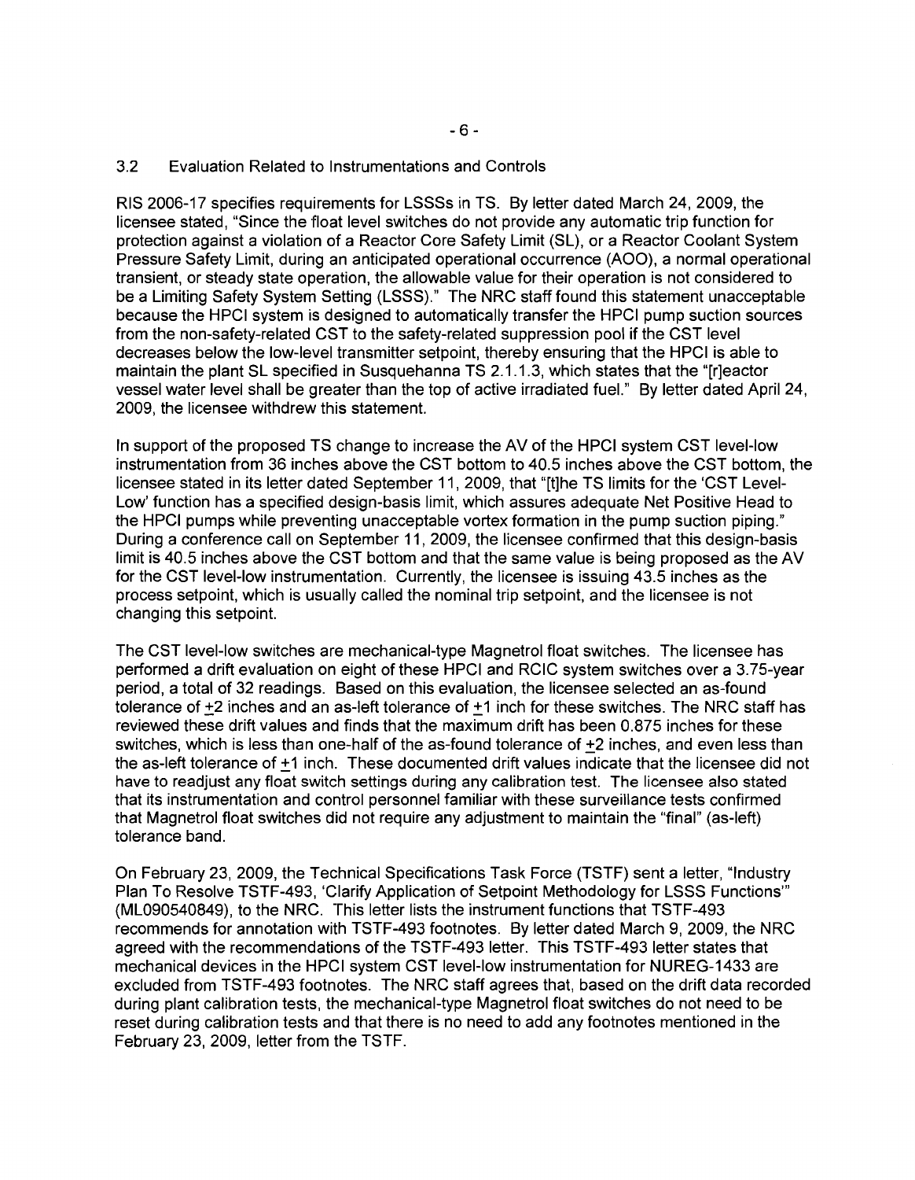### 3.2 Evaluation Related to Instrumentations and Controls

RIS 2006-17 specifies requirements for LSSSs in TS. By letter dated March 24, 2009, the licensee stated, "Since the float level switches do not provide any automatic trip function for protection against a violation of a Reactor Core Safety Limit (SL), or a Reactor Coolant System Pressure Safety Limit, during an anticipated operational occurrence (AOO), a normal operational transient, or steady state operation, the allowable value for their operation is not considered to be a Limiting Safety System Setting (LSSS)." The NRC staff found this statement unacceptable because the HPCI system is designed to automatically transfer the HPCI pump suction sources from the non-safety-related CST to the safety-related suppression pool if the CST level decreases below the low-level transmitter setpoint, thereby ensuring that the HPCI is able to maintain the plant SL specified in Susquehanna TS 2.1.1.3, which states that the "[r]eactor vessel water level shall be greater than the top of active irradiated fuel." By letter dated April 24, 2009, the licensee withdrew this statement.

In support of the proposed TS change to increase the AV of the HPCI system CST level-low instrumentation from 36 inches above the CST bottom to 40.5 inches above the CST bottom, the licensee stated in its letter dated September 11, 2009, that "[t]he TS limits for the 'CST Level-Low' function has a specified design-basis limit, which assures adequate Net Positive Head to the HPCI pumps while preventing unacceptable vortex formation in the pump suction piping." During a conference call on September 11, 2009, the licensee confirmed that this design-basis limit is 40.5 inches above the CST bottom and that the same value is being proposed as the AV for the CST level-low instrumentation. Currently, the licensee is issuing 43.5 inches as the process setpoint, which is usually called the nominal trip setpoint, and the licensee is not changing this setpoint.

The CST level-low switches are mechanical-type Magnetrol float switches. The licensee has performed a drift evaluation on eight of these HPCI and RCIC system switches over a 3.75-year period, a total of 32 readings. Based on this evaluation, the licensee selected an as-found tolerance of ±2 inches and an as-left tolerance of ±1 inch for these switches. The NRC staff has reviewed these drift values and finds that the maximum drift has been 0.875 inches for these switches, which is less than one-half of the as-found tolerance of ±2 inches, and even less than the as-left tolerance of ±1 inch. These documented drift values indicate that the licensee did not have to readjust any float switch settings during any calibration test. The licensee also stated that its instrumentation and control personnel familiar with these surveillance tests confirmed that Magnetrol float switches did not require any adjustment to maintain the "final" (as-left) tolerance band.

On February 23, 2009, the Technical Specifications Task Force (TSTF) sent a letter, "Industry Plan To Resolve TSTF-493, 'Clarify Application of Setpoint Methodology for LSSS Functions'" (ML090540849), to the NRC. This letter lists the instrument functions that TSTF-493 recommends for annotation with TSTF-493 footnotes. By letter dated March 9, 2009, the NRC agreed with the recommendations of the TSTF-493 letter. This TSTF-493 letter states that mechanical devices in the HPCI system CST level-low instrumentation for NUREG-1433 are excluded from TSTF-493 footnotes. The NRC staff agrees that, based on the drift data recorded during plant calibration tests, the mechanical-type Magnetrol float switches do not need to be reset during calibration tests and that there is no need to add any footnotes mentioned in the February 23, 2009, letter from the TSTF.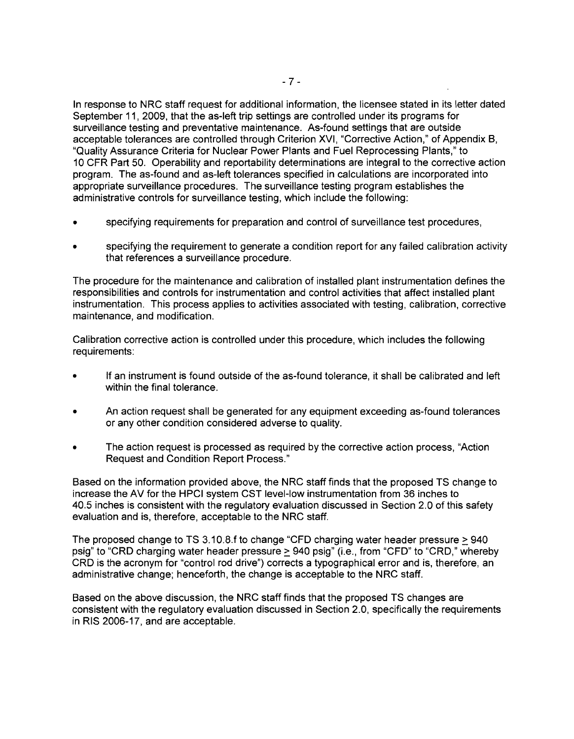In response to NRC staff request for additional information, the licensee stated in its letter dated September 11, 2009, that the as-left trip settings are controlled under its programs for surveillance testing and preventative maintenance. As-found settings that are outside acceptable tolerances are controlled through Criterion XVI, "Corrective Action," of Appendix B, "Quality Assurance Criteria for Nuclear Power Plants and Fuel Reprocessing Plants," to 10 CFR Part 50. Operability and reportability determinations are integral to the corrective action program. The as-found and as-left tolerances specified in calculations are incorporated into appropriate surveillance procedures. The surveillance testing program establishes the administrative controls for surveillance testing, which include the following:

- specifying requirements for preparation and control of surveillance test procedures,
- specifying the requirement to generate a condition report for any failed calibration activity that references a surveillance procedure.

The procedure for the maintenance and calibration of installed plant instrumentation defines the responsibilities and controls for instrumentation and control activities that affect installed plant instrumentation. This process applies to activities associated with testing, calibration, corrective maintenance, and modification.

Calibration corrective action is controlled under this procedure, which includes the following requirements:

- If an instrument is found outside of the as-found tolerance, it shall be calibrated and left within the final tolerance.
- An action request shall be generated for any equipment exceeding as-found tolerances or any other condition considered adverse to quality.
- The action request is processed as required by the corrective action process, "Action Request and Condition Report Process."

Based on the information provided above, the NRC staff finds that the proposed TS change to increase the AV for the HPCI system CST level-low instrumentation from 36 inches to 40.5 inches is consistent with the regulatory evaluation discussed in Section 2.0 of this safety evaluation and is, therefore, acceptable to the NRC staff.

The proposed change to TS 3.10.8.f to change "CFD charging water header pressure ≥ 940 psig" to "CRD charging water header pressure ≥ 940 psig" (i.e., from "CFD" to "CRD," whereby CRD is the acronym for "control rod drive") corrects a typographical error and is, therefore, an administrative change; henceforth, the change is acceptable to the NRC staff.

Based on the above discussion, the NRC staff finds that the proposed TS changes are consistent with the regulatory evaluation discussed in Section 2.0, specifically the requirements in RIS 2006-17, and are acceptable.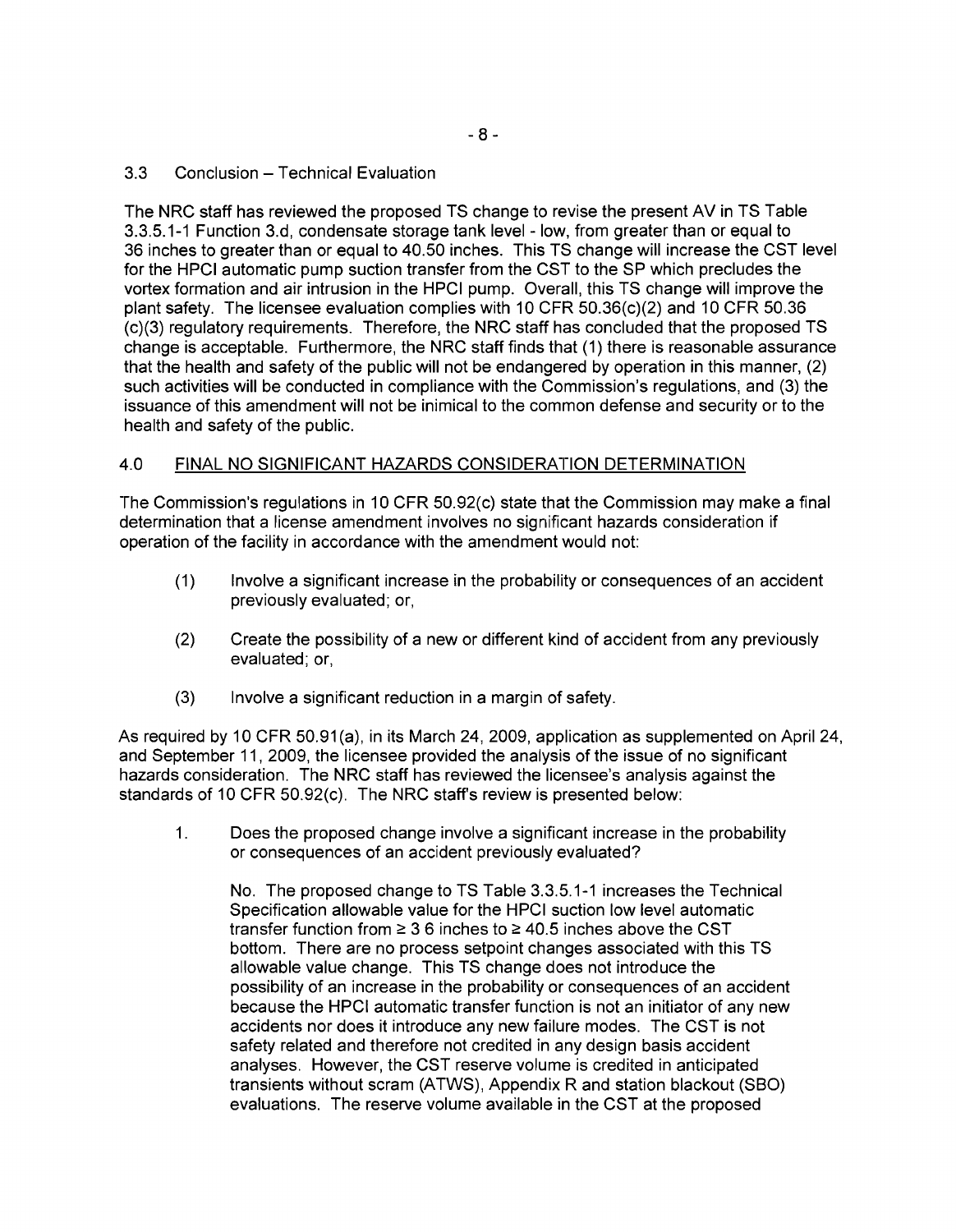### 3.3 Conclusion – Technical Evaluation

The NRC staff has reviewed the proposed TS change to revise the present AV in TS Table 3.3.5.1-1 Function 3.d, condensate storage tank level - low, from greater than or equal to 36 inches to greater than or equal to 40.50 inches. This TS change will increase the CST level for the HPCI automatic pump suction transfer from the CST to the SP which precludes the vortex formation and air intrusion in the HPCI pump. Overall, this TS change will improve the plant safety. The licensee evaluation complies with 10 CFR 50.36(c)(2) and 10 CFR 50.36 (c)(3) regulatory requirements. Therefore, the NRC staff has concluded that the proposed TS change is acceptable. Furthermore, the NRC staff finds that (1) there is reasonable assurance that the health and safety of the public will not be endangered by operation in this manner, (2) such activities will be conducted in compliance with the Commission's regulations, and (3) the issuance of this amendment will not be inimical to the common defense and security or to the health and safety of the public.

## 4.0 FINAL NO SIGNIFICANT HAZARDS CONSIDERATION DETERMINATION

The Commission's regulations in 10 CFR 50.92(c) state that the Commission may make a final determination that a license amendment involves no significant hazards consideration if operation of the facility in accordance with the amendment would not:

(1) Involve a significant increase in the probability or consequences of an accident previously evaluated; or,

(2) Create the possibility of a new or different kind of accident from any previously evaluated; or,

(3) Involve a significant reduction in a margin of safety.

As required by 10 CFR 50.91(a), in its March 24, 2009, application as supplemented on April 24, and September 11, 2009, the licensee provided the analysis of the issue of no significant hazards consideration. The NRC staff has reviewed the licensee's analysis against the standards of 10 CFR 50.92(c). The NRC staff's review is presented below:

1. Does the proposed change involve a significant increase in the probability or consequences of an accident previously evaluated?

   No. The proposed change to TS Table 3.3.5.1-1 increases the Technical Specification allowable value for the HPCI suction low level automatic transfer function from ≥ 3 6 inches to ≥ 40.5 inches above the CST bottom. There are no process setpoint changes associated with this TS allowable value change. This TS change does not introduce the possibility of an increase in the probability or consequences of an accident because the HPCI automatic transfer function is not an initiator of any new accidents nor does it introduce any new failure modes. The CST is not safety related and therefore not credited in any design basis accident analyses. However, the CST reserve volume is credited in anticipated transients without scram (ATWS), Appendix R and station blackout (SBO) evaluations. The reserve volume available in the CST at the proposed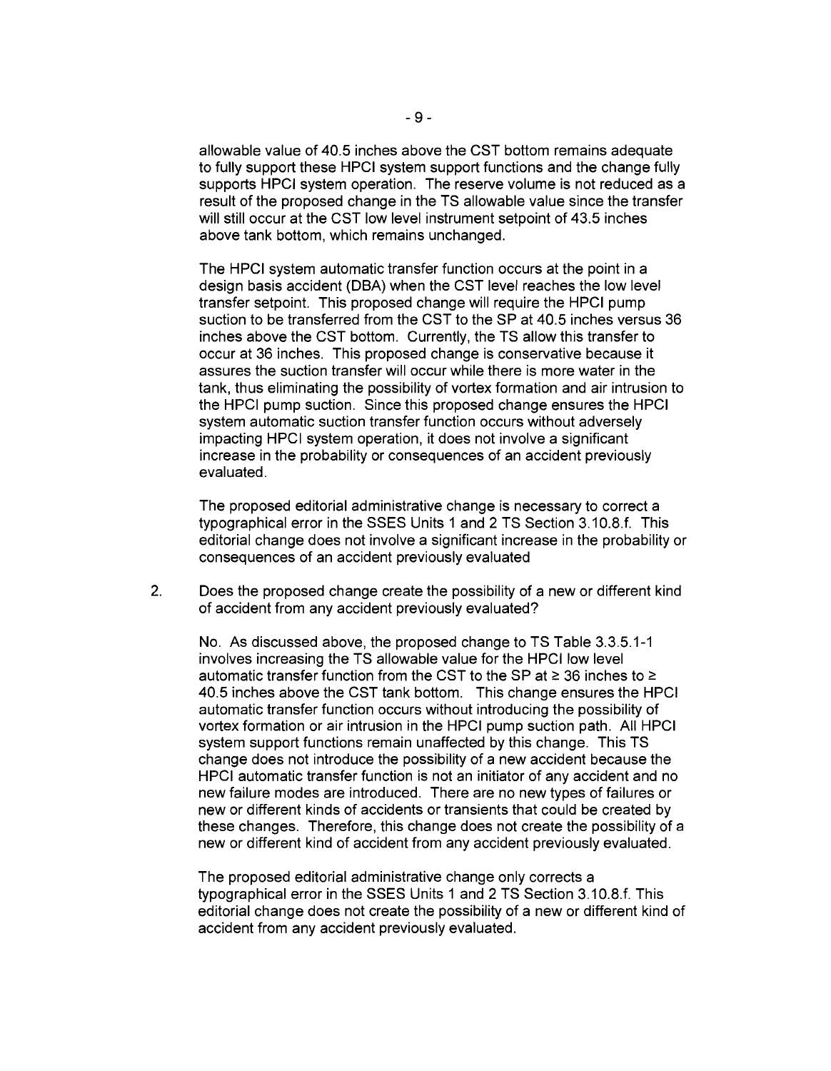allowable value of 40.5 inches above the CST bottom remains adequate to fully support these HPCI system support functions and the change fully supports HPCI system operation. The reserve volume is not reduced as a result of the proposed change in the TS allowable value since the transfer will still occur at the CST low level instrument setpoint of 43.5 inches above tank bottom, which remains unchanged.

The HPCI system automatic transfer function occurs at the point in a design basis accident (DBA) when the CST level reaches the low level transfer setpoint. This proposed change will require the HPCI pump suction to be transferred from the CST to the SP at 40.5 inches versus 36 inches above the CST bottom. Currently, the TS allow this transfer to occur at 36 inches. This proposed change is conservative because it assures the suction transfer will occur while there is more water in the tank, thus eliminating the possibility of vortex formation and air intrusion to the HPCI pump suction. Since this proposed change ensures the HPCI system automatic suction transfer function occurs without adversely impacting HPCI system operation, it does not involve a significant increase in the probability or consequences of an accident previously evaluated.

The proposed editorial administrative change is necessary to correct a typographical error in the SSES Units 1 and 2 TS Section 3.10.8.f. This editorial change does not involve a significant increase in the probability or consequences of an accident previously evaluated

2. Does the proposed change create the possibility of a new or different kind of accident from any accident previously evaluated?

   No. As discussed above, the proposed change to TS Table 3.3.5.1-1 involves increasing the TS allowable value for the HPCI low level automatic transfer function from the CST to the SP at ≥ 36 inches to ≥ 40.5 inches above the CST tank bottom. This change ensures the HPCI automatic transfer function occurs without introducing the possibility of vortex formation or air intrusion in the HPCI pump suction path. All HPCI system support functions remain unaffected by this change. This TS change does not introduce the possibility of a new accident because the HPCI automatic transfer function is not an initiator of any accident and no new failure modes are introduced. There are no new types of failures or new or different kinds of accidents or transients that could be created by these changes. Therefore, this change does not create the possibility of a new or different kind of accident from any accident previously evaluated.

   The proposed editorial administrative change only corrects a typographical error in the SSES Units 1 and 2 TS Section 3.10.8.f. This editorial change does not create the possibility of a new or different kind of accident from any accident previously evaluated.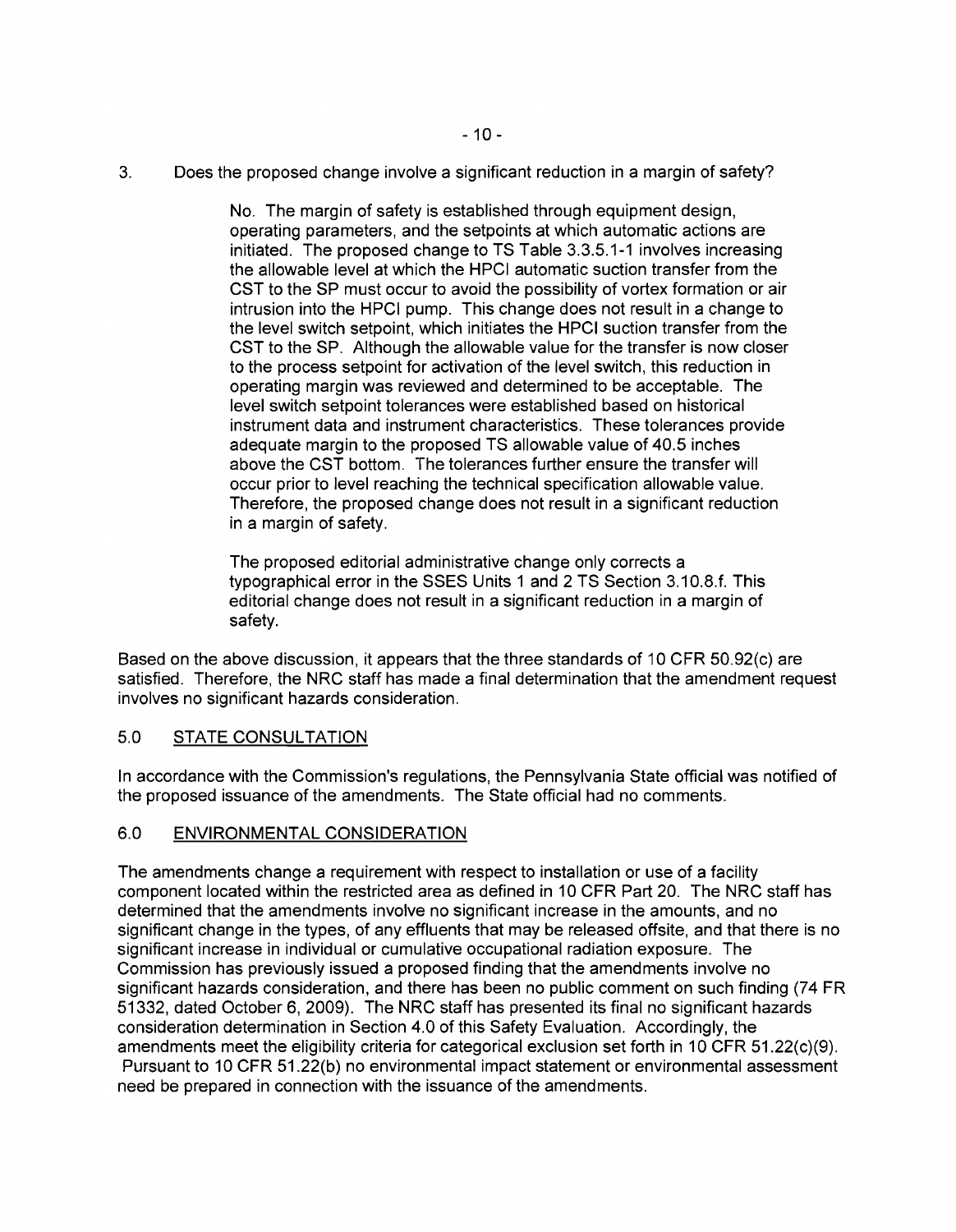3. Does the proposed change involve a significant reduction in a margin of safety?

   No. The margin of safety is established through equipment design, operating parameters, and the setpoints at which automatic actions are initiated. The proposed change to TS Table 3.3.5.1-1 involves increasing the allowable level at which the HPCI automatic suction transfer from the CST to the SP must occur to avoid the possibility of vortex formation or air intrusion into the HPCI pump. This change does not result in a change to the level switch setpoint, which initiates the HPCI suction transfer from the CST to the SP. Although the allowable value for the transfer is now closer to the process setpoint for activation of the level switch, this reduction in operating margin was reviewed and determined to be acceptable. The level switch setpoint tolerances were established based on historical instrument data and instrument characteristics. These tolerances provide adequate margin to the proposed TS allowable value of 40.5 inches above the CST bottom. The tolerances further ensure the transfer will occur prior to level reaching the technical specification allowable value. Therefore, the proposed change does not result in a significant reduction in a margin of safety.

   The proposed editorial administrative change only corrects a typographical error in the SSES Units 1 and 2 TS Section 3.10.8.f. This editorial change does not result in a significant reduction in a margin of safety.

Based on the above discussion, it appears that the three standards of 10 CFR 50.92(c) are satisfied. Therefore, the NRC staff has made a final determination that the amendment request involves no significant hazards consideration.

## 5.0 STATE CONSULTATION

In accordance with the Commission's regulations, the Pennsylvania State official was notified of the proposed issuance of the amendments. The State official had no comments.

## 6.0 ENVIRONMENTAL CONSIDERATION

The amendments change a requirement with respect to installation or use of a facility component located within the restricted area as defined in 10 CFR Part 20. The NRC staff has determined that the amendments involve no significant increase in the amounts, and no significant change in the types, of any effluents that may be released offsite, and that there is no significant increase in individual or cumulative occupational radiation exposure. The Commission has previously issued a proposed finding that the amendments involve no significant hazards consideration, and there has been no public comment on such finding (74 FR 51332, dated October 6, 2009). The NRC staff has presented its final no significant hazards consideration determination in Section 4.0 of this Safety Evaluation. Accordingly, the amendments meet the eligibility criteria for categorical exclusion set forth in 10 CFR 51.22(c)(9). Pursuant to 10 CFR 51.22(b) no environmental impact statement or environmental assessment need be prepared in connection with the issuance of the amendments.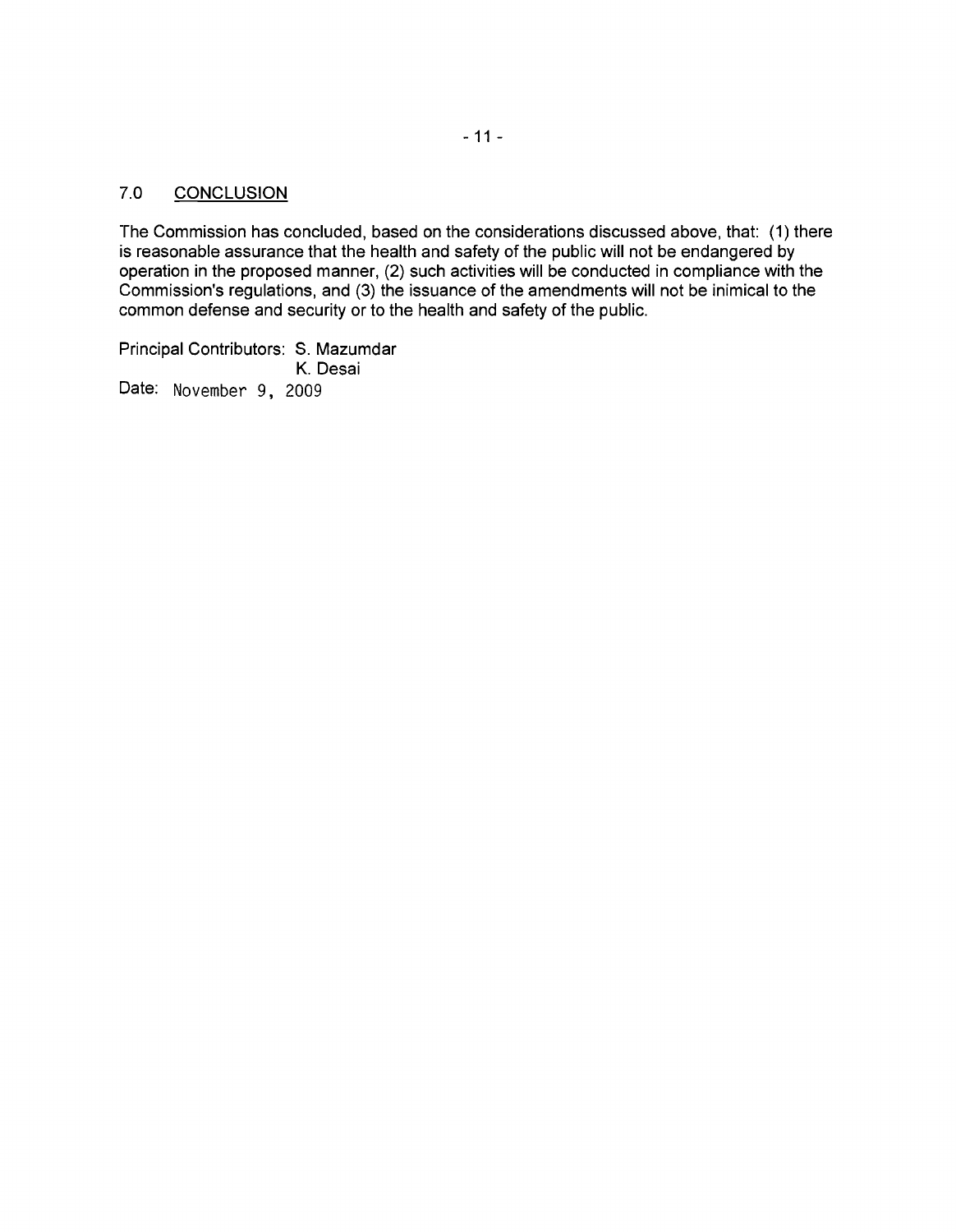## 7.0 CONCLUSION

The Commission has concluded, based on the considerations discussed above, that: (1) there is reasonable assurance that the health and safety of the public will not be endangered by operation in the proposed manner, (2) such activities will be conducted in compliance with the Commission's regulations, and (3) the issuance of the amendments will not be inimical to the common defense and security or to the health and safety of the public.

Principal Contributors: S. Mazumdar
K. Desai

Date: November 9, 2009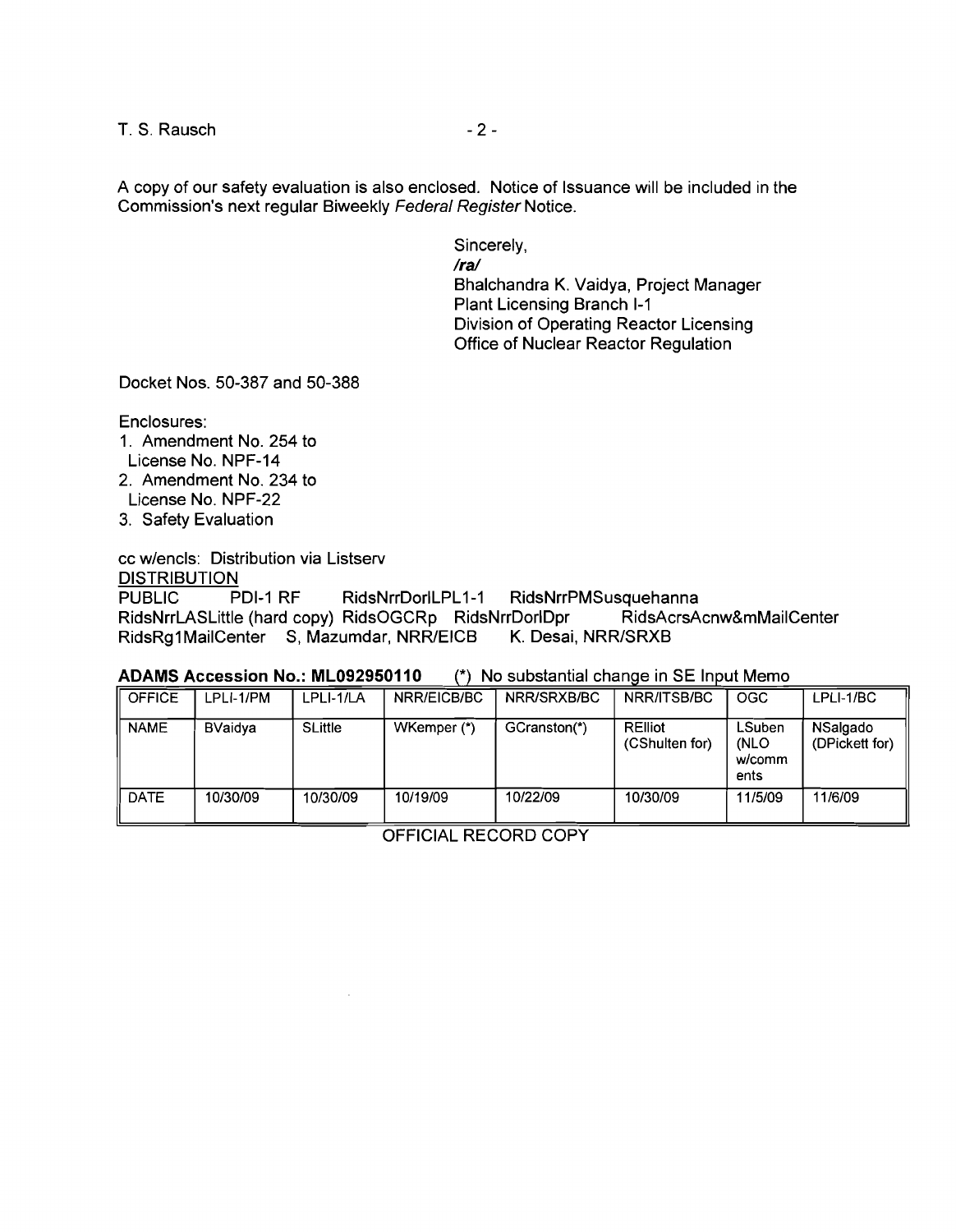A copy of our safety evaluation is also enclosed. Notice of Issuance will be included in the Commission's next regular Biweekly *Federal Register* Notice.

Sincerely,

*/ra/*

Bhalchandra K. Vaidya, Project Manager
Plant Licensing Branch I-1
Division of Operating Reactor Licensing
Office of Nuclear Reactor Regulation

Docket Nos. 50-387 and 50-388

Enclosures:

1. Amendment No. 254 to License No. NPF-14
2. Amendment No. 234 to License No. NPF-22
3. Safety Evaluation

cc w/encls: Distribution via Listserv

DISTRIBUTION

PUBLIC PDI-1 RF RidsNrrDorlLPL1-1 RidsNrrPMSusquehanna
RidsNrrLASLittle (hard copy) RidsOGCRp RidsNrrDorlDpr RidsAcrsAcnw&mMailCenter
RidsRg1MailCenter S, Mazumdar, NRR/EICB K. Desai, NRR/SRXB

**ADAMS Accession No.: ML092950110** (*) No substantial change in SE Input Memo

| OFFICE | LPLI-1/PM | LPLI-1/LA | NRR/EICB/BC | NRR/SRXB/BC | NRR/ITSB/BC | OGC | LPLI-1/BC |
|---|---|---|---|---|---|---|---|
| NAME | BVaidya | SLittle | WKemper (*) | GCranston(*) | RElliot (CShulten for) | LSuben (NLO w/comments | NSalgado (DPickett for) |
| DATE | 10/30/09 | 10/30/09 | 10/19/09 | 10/22/09 | 10/30/09 | 11/5/09 | 11/6/09 |

OFFICIAL RECORD COPY